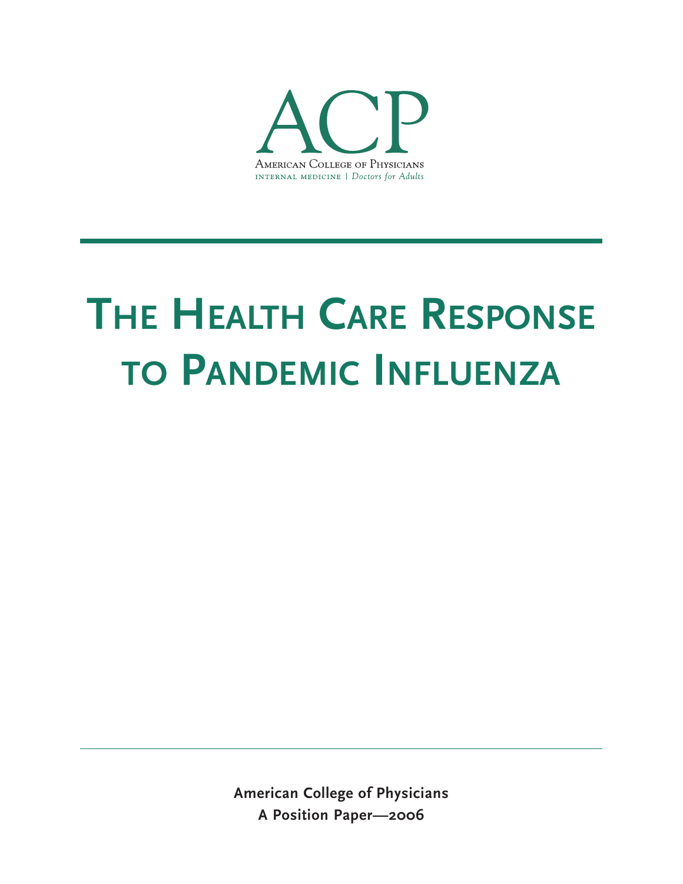ACP

American College of Physicians

internal medicine | *Doctors for Adults*

# The Health Care Response to Pandemic Influenza

**American College of Physicians**

**A Position Paper—2006**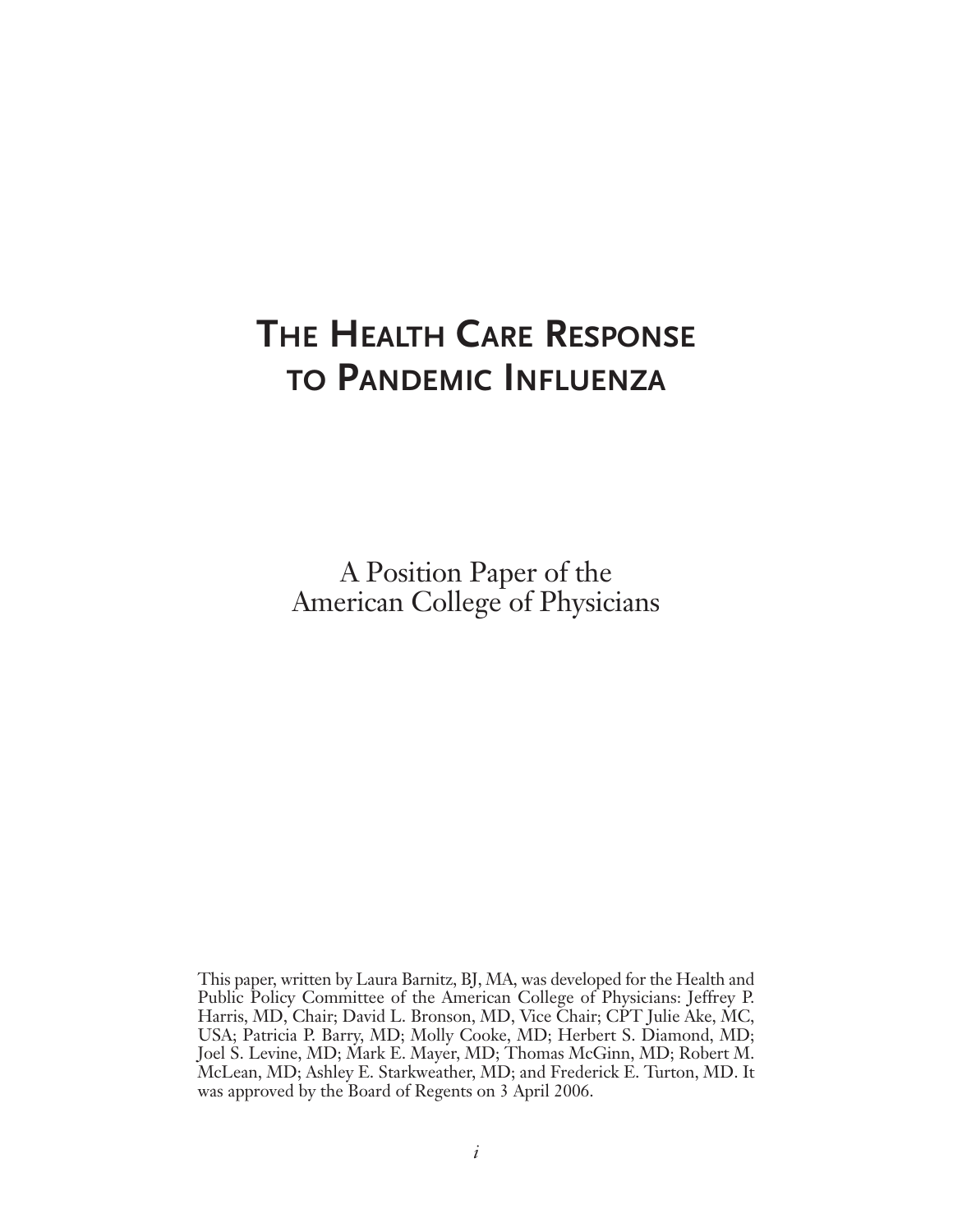# The Health Care Response to Pandemic Influenza

A Position Paper of the
American College of Physicians

This paper, written by Laura Barnitz, BJ, MA, was developed for the Health and Public Policy Committee of the American College of Physicians: Jeffrey P. Harris, MD, Chair; David L. Bronson, MD, Vice Chair; CPT Julie Ake, MC, USA; Patricia P. Barry, MD; Molly Cooke, MD; Herbert S. Diamond, MD; Joel S. Levine, MD; Mark E. Mayer, MD; Thomas McGinn, MD; Robert M. McLean, MD; Ashley E. Starkweather, MD; and Frederick E. Turton, MD. It was approved by the Board of Regents on 3 April 2006.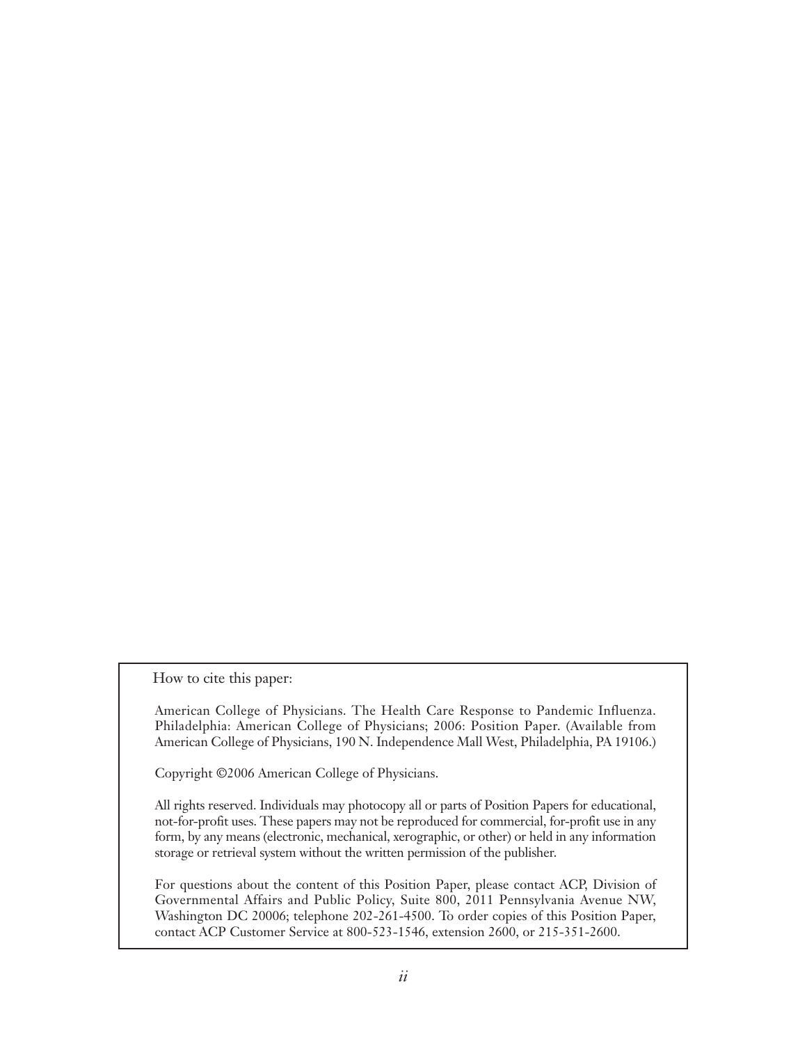How to cite this paper:

American College of Physicians. The Health Care Response to Pandemic Influenza. Philadelphia: American College of Physicians; 2006: Position Paper. (Available from American College of Physicians, 190 N. Independence Mall West, Philadelphia, PA 19106.)

Copyright ©2006 American College of Physicians.

All rights reserved. Individuals may photocopy all or parts of Position Papers for educational, not-for-profit uses. These papers may not be reproduced for commercial, for-profit use in any form, by any means (electronic, mechanical, xerographic, or other) or held in any information storage or retrieval system without the written permission of the publisher.

For questions about the content of this Position Paper, please contact ACP, Division of Governmental Affairs and Public Policy, Suite 800, 2011 Pennsylvania Avenue NW, Washington DC 20006; telephone 202-261-4500. To order copies of this Position Paper, contact ACP Customer Service at 800-523-1546, extension 2600, or 215-351-2600.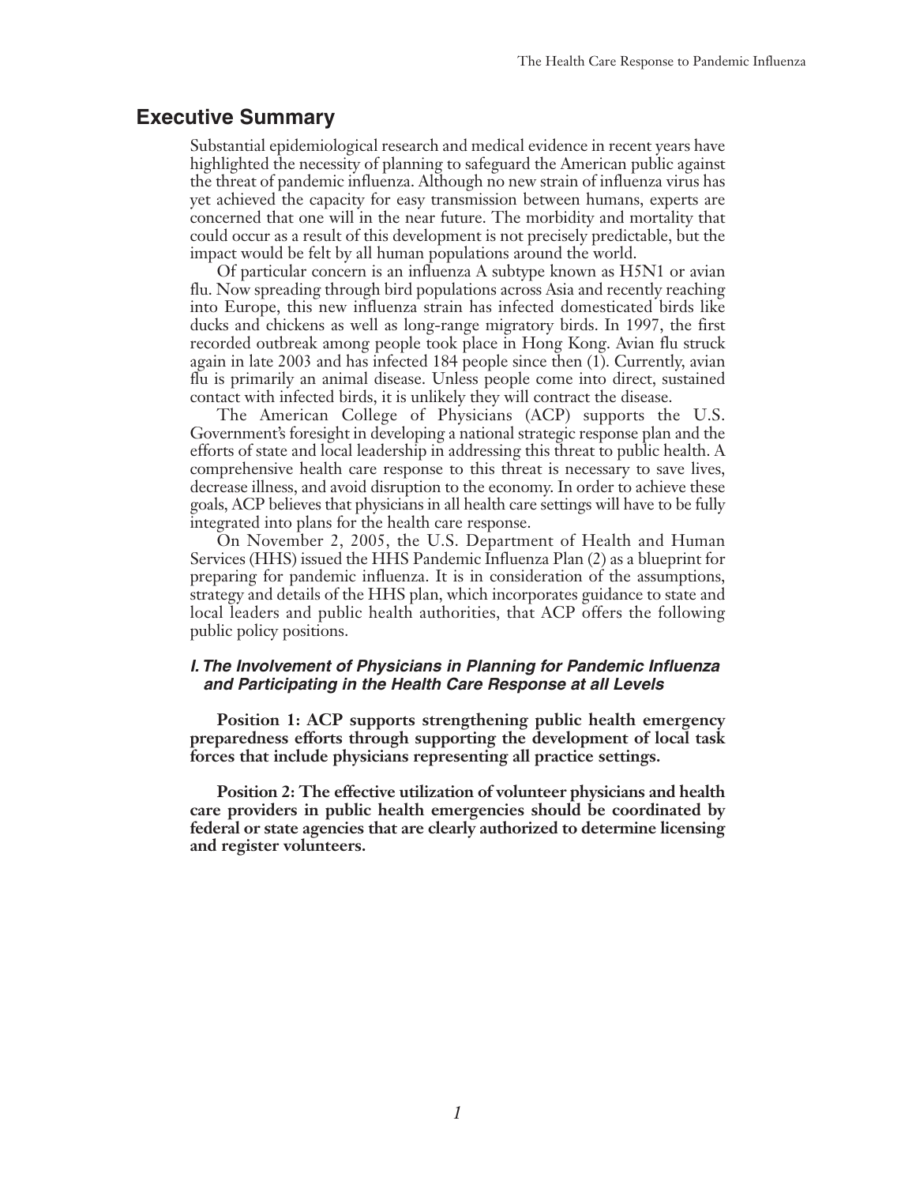## Executive Summary

Substantial epidemiological research and medical evidence in recent years have highlighted the necessity of planning to safeguard the American public against the threat of pandemic influenza. Although no new strain of influenza virus has yet achieved the capacity for easy transmission between humans, experts are concerned that one will in the near future. The morbidity and mortality that could occur as a result of this development is not precisely predictable, but the impact would be felt by all human populations around the world.

Of particular concern is an influenza A subtype known as H5N1 or avian flu. Now spreading through bird populations across Asia and recently reaching into Europe, this new influenza strain has infected domesticated birds like ducks and chickens as well as long-range migratory birds. In 1997, the first recorded outbreak among people took place in Hong Kong. Avian flu struck again in late 2003 and has infected 184 people since then (1). Currently, avian flu is primarily an animal disease. Unless people come into direct, sustained contact with infected birds, it is unlikely they will contract the disease.

The American College of Physicians (ACP) supports the U.S. Government's foresight in developing a national strategic response plan and the efforts of state and local leadership in addressing this threat to public health. A comprehensive health care response to this threat is necessary to save lives, decrease illness, and avoid disruption to the economy. In order to achieve these goals, ACP believes that physicians in all health care settings will have to be fully integrated into plans for the health care response.

On November 2, 2005, the U.S. Department of Health and Human Services (HHS) issued the HHS Pandemic Influenza Plan (2) as a blueprint for preparing for pandemic influenza. It is in consideration of the assumptions, strategy and details of the HHS plan, which incorporates guidance to state and local leaders and public health authorities, that ACP offers the following public policy positions.

### *I. The Involvement of Physicians in Planning for Pandemic Influenza and Participating in the Health Care Response at all Levels*

**Position 1: ACP supports strengthening public health emergency preparedness efforts through supporting the development of local task forces that include physicians representing all practice settings.**

**Position 2: The effective utilization of volunteer physicians and health care providers in public health emergencies should be coordinated by federal or state agencies that are clearly authorized to determine licensing and register volunteers.**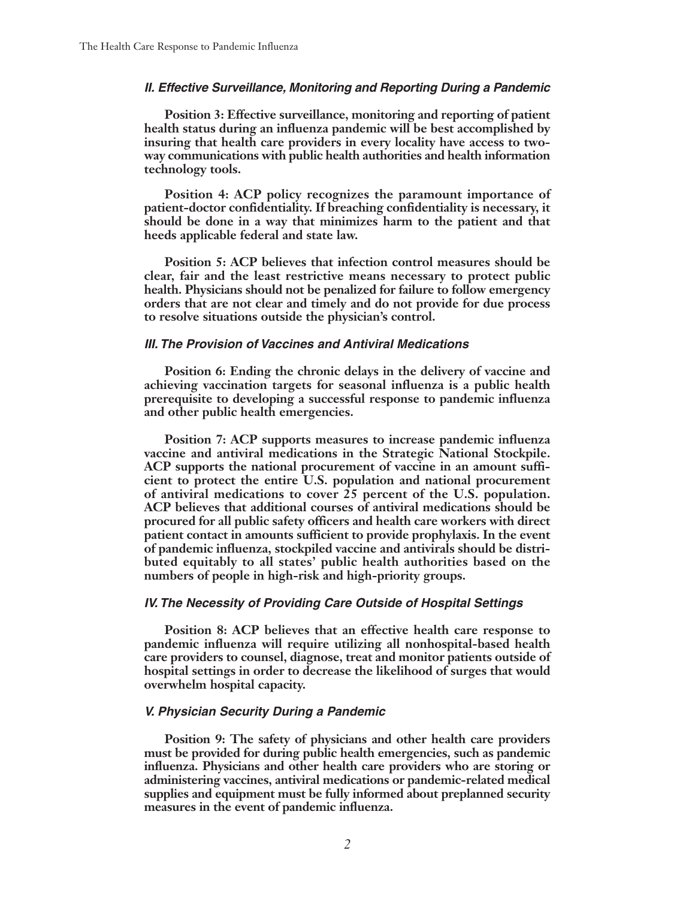### *II. Effective Surveillance, Monitoring and Reporting During a Pandemic*

**Position 3: Effective surveillance, monitoring and reporting of patient health status during an influenza pandemic will be best accomplished by insuring that health care providers in every locality have access to two-way communications with public health authorities and health information technology tools.**

**Position 4: ACP policy recognizes the paramount importance of patient-doctor confidentiality. If breaching confidentiality is necessary, it should be done in a way that minimizes harm to the patient and that heeds applicable federal and state law.**

**Position 5: ACP believes that infection control measures should be clear, fair and the least restrictive means necessary to protect public health. Physicians should not be penalized for failure to follow emergency orders that are not clear and timely and do not provide for due process to resolve situations outside the physician's control.**

### *III. The Provision of Vaccines and Antiviral Medications*

**Position 6: Ending the chronic delays in the delivery of vaccine and achieving vaccination targets for seasonal influenza is a public health prerequisite to developing a successful response to pandemic influenza and other public health emergencies.**

**Position 7: ACP supports measures to increase pandemic influenza vaccine and antiviral medications in the Strategic National Stockpile. ACP supports the national procurement of vaccine in an amount sufficient to protect the entire U.S. population and national procurement of antiviral medications to cover 25 percent of the U.S. population. ACP believes that additional courses of antiviral medications should be procured for all public safety officers and health care workers with direct patient contact in amounts sufficient to provide prophylaxis. In the event of pandemic influenza, stockpiled vaccine and antivirals should be distributed equitably to all states' public health authorities based on the numbers of people in high-risk and high-priority groups.**

### *IV. The Necessity of Providing Care Outside of Hospital Settings*

**Position 8: ACP believes that an effective health care response to pandemic influenza will require utilizing all nonhospital-based health care providers to counsel, diagnose, treat and monitor patients outside of hospital settings in order to decrease the likelihood of surges that would overwhelm hospital capacity.**

### *V. Physician Security During a Pandemic*

**Position 9: The safety of physicians and other health care providers must be provided for during public health emergencies, such as pandemic influenza. Physicians and other health care providers who are storing or administering vaccines, antiviral medications or pandemic-related medical supplies and equipment must be fully informed about preplanned security measures in the event of pandemic influenza.**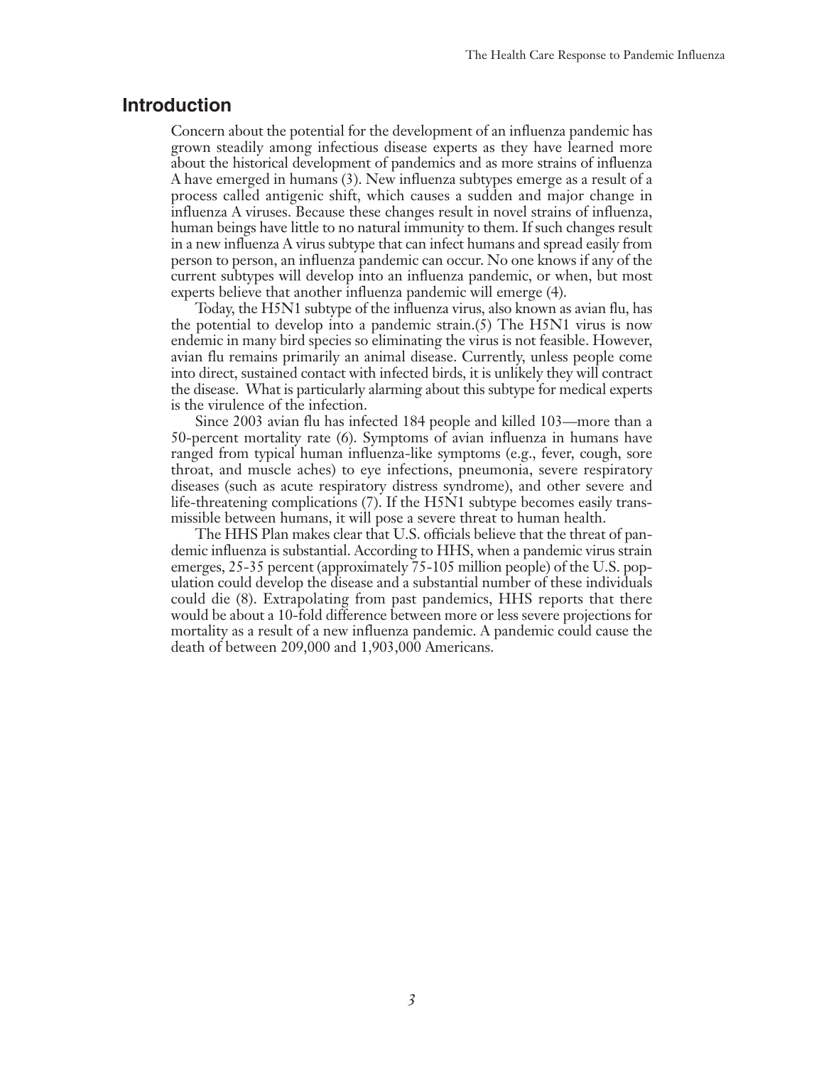## Introduction

Concern about the potential for the development of an influenza pandemic has grown steadily among infectious disease experts as they have learned more about the historical development of pandemics and as more strains of influenza A have emerged in humans (3). New influenza subtypes emerge as a result of a process called antigenic shift, which causes a sudden and major change in influenza A viruses. Because these changes result in novel strains of influenza, human beings have little to no natural immunity to them. If such changes result in a new influenza A virus subtype that can infect humans and spread easily from person to person, an influenza pandemic can occur. No one knows if any of the current subtypes will develop into an influenza pandemic, or when, but most experts believe that another influenza pandemic will emerge (4).

Today, the H5N1 subtype of the influenza virus, also known as avian flu, has the potential to develop into a pandemic strain.(5) The H5N1 virus is now endemic in many bird species so eliminating the virus is not feasible. However, avian flu remains primarily an animal disease. Currently, unless people come into direct, sustained contact with infected birds, it is unlikely they will contract the disease. What is particularly alarming about this subtype for medical experts is the virulence of the infection.

Since 2003 avian flu has infected 184 people and killed 103—more than a 50-percent mortality rate (6). Symptoms of avian influenza in humans have ranged from typical human influenza-like symptoms (e.g., fever, cough, sore throat, and muscle aches) to eye infections, pneumonia, severe respiratory diseases (such as acute respiratory distress syndrome), and other severe and life-threatening complications (7). If the H5N1 subtype becomes easily transmissible between humans, it will pose a severe threat to human health.

The HHS Plan makes clear that U.S. officials believe that the threat of pandemic influenza is substantial. According to HHS, when a pandemic virus strain emerges, 25-35 percent (approximately 75-105 million people) of the U.S. population could develop the disease and a substantial number of these individuals could die (8). Extrapolating from past pandemics, HHS reports that there would be about a 10-fold difference between more or less severe projections for mortality as a result of a new influenza pandemic. A pandemic could cause the death of between 209,000 and 1,903,000 Americans.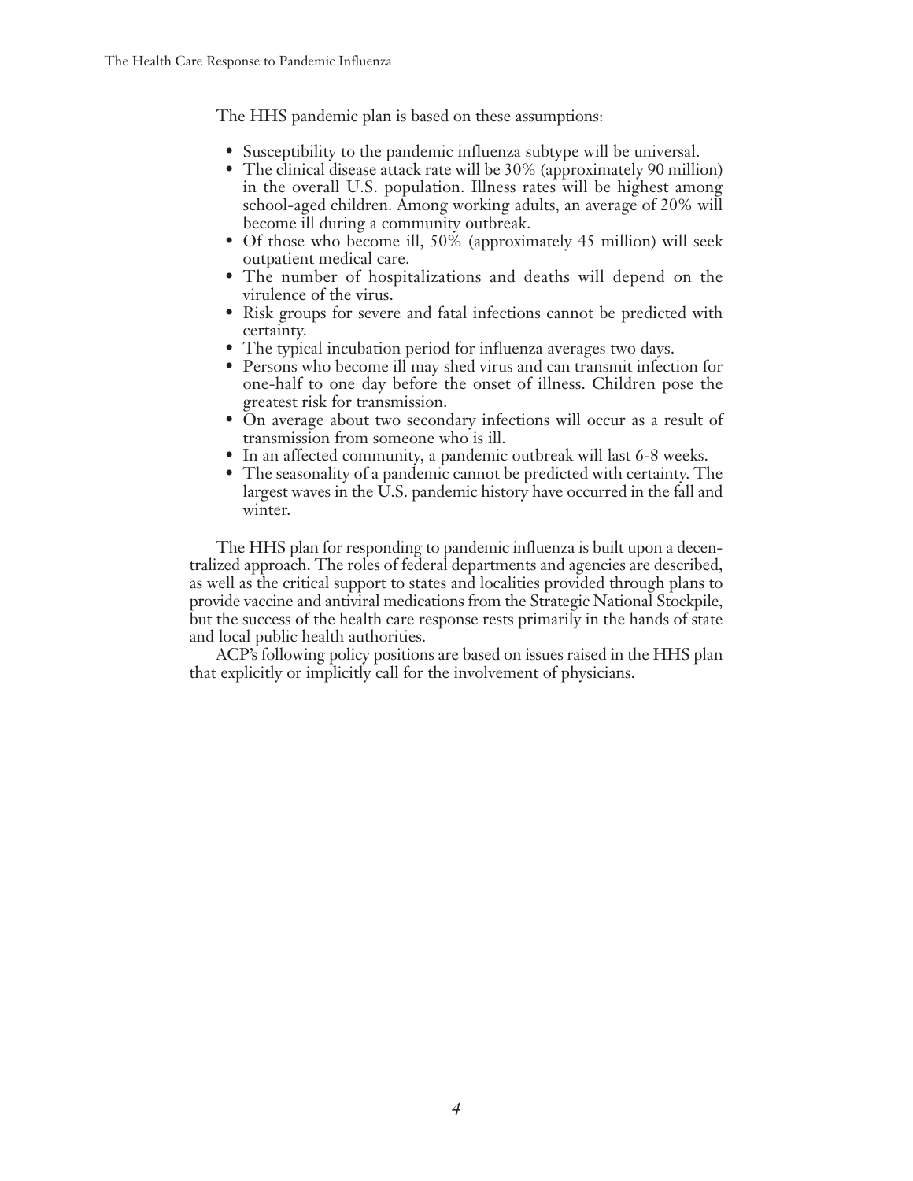The HHS pandemic plan is based on these assumptions:

- Susceptibility to the pandemic influenza subtype will be universal.
- The clinical disease attack rate will be 30% (approximately 90 million) in the overall U.S. population. Illness rates will be highest among school-aged children. Among working adults, an average of 20% will become ill during a community outbreak.
- Of those who become ill, 50% (approximately 45 million) will seek outpatient medical care.
- The number of hospitalizations and deaths will depend on the virulence of the virus.
- Risk groups for severe and fatal infections cannot be predicted with certainty.
- The typical incubation period for influenza averages two days.
- Persons who become ill may shed virus and can transmit infection for one-half to one day before the onset of illness. Children pose the greatest risk for transmission.
- On average about two secondary infections will occur as a result of transmission from someone who is ill.
- In an affected community, a pandemic outbreak will last 6-8 weeks.
- The seasonality of a pandemic cannot be predicted with certainty. The largest waves in the U.S. pandemic history have occurred in the fall and winter.

The HHS plan for responding to pandemic influenza is built upon a decentralized approach. The roles of federal departments and agencies are described, as well as the critical support to states and localities provided through plans to provide vaccine and antiviral medications from the Strategic National Stockpile, but the success of the health care response rests primarily in the hands of state and local public health authorities.

ACP's following policy positions are based on issues raised in the HHS plan that explicitly or implicitly call for the involvement of physicians.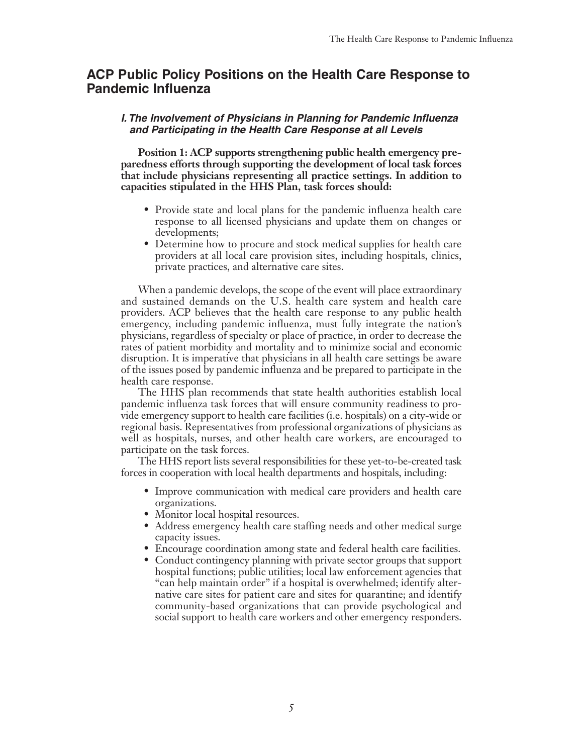## ACP Public Policy Positions on the Health Care Response to Pandemic Influenza

### *I. The Involvement of Physicians in Planning for Pandemic Influenza and Participating in the Health Care Response at all Levels*

**Position 1: ACP supports strengthening public health emergency preparedness efforts through supporting the development of local task forces that include physicians representing all practice settings. In addition to capacities stipulated in the HHS Plan, task forces should:**

- Provide state and local plans for the pandemic influenza health care response to all licensed physicians and update them on changes or developments;
- Determine how to procure and stock medical supplies for health care providers at all local care provision sites, including hospitals, clinics, private practices, and alternative care sites.

When a pandemic develops, the scope of the event will place extraordinary and sustained demands on the U.S. health care system and health care providers. ACP believes that the health care response to any public health emergency, including pandemic influenza, must fully integrate the nation's physicians, regardless of specialty or place of practice, in order to decrease the rates of patient morbidity and mortality and to minimize social and economic disruption. It is imperative that physicians in all health care settings be aware of the issues posed by pandemic influenza and be prepared to participate in the health care response.

The HHS plan recommends that state health authorities establish local pandemic influenza task forces that will ensure community readiness to provide emergency support to health care facilities (i.e. hospitals) on a city-wide or regional basis. Representatives from professional organizations of physicians as well as hospitals, nurses, and other health care workers, are encouraged to participate on the task forces.

The HHS report lists several responsibilities for these yet-to-be-created task forces in cooperation with local health departments and hospitals, including:

- Improve communication with medical care providers and health care organizations.
- Monitor local hospital resources.
- Address emergency health care staffing needs and other medical surge capacity issues.
- Encourage coordination among state and federal health care facilities.
- Conduct contingency planning with private sector groups that support hospital functions; public utilities; local law enforcement agencies that "can help maintain order" if a hospital is overwhelmed; identify alternative care sites for patient care and sites for quarantine; and identify community-based organizations that can provide psychological and social support to health care workers and other emergency responders.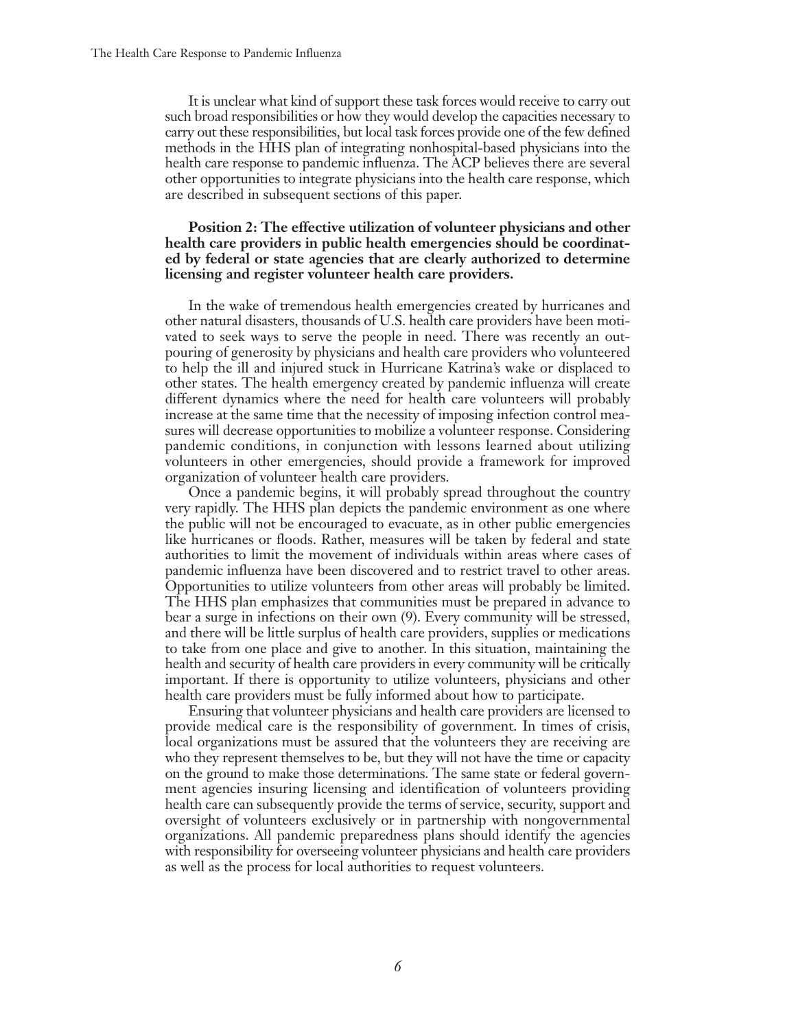It is unclear what kind of support these task forces would receive to carry out such broad responsibilities or how they would develop the capacities necessary to carry out these responsibilities, but local task forces provide one of the few defined methods in the HHS plan of integrating nonhospital-based physicians into the health care response to pandemic influenza. The ACP believes there are several other opportunities to integrate physicians into the health care response, which are described in subsequent sections of this paper.

**Position 2: The effective utilization of volunteer physicians and other health care providers in public health emergencies should be coordinated by federal or state agencies that are clearly authorized to determine licensing and register volunteer health care providers.**

In the wake of tremendous health emergencies created by hurricanes and other natural disasters, thousands of U.S. health care providers have been motivated to seek ways to serve the people in need. There was recently an outpouring of generosity by physicians and health care providers who volunteered to help the ill and injured stuck in Hurricane Katrina's wake or displaced to other states. The health emergency created by pandemic influenza will create different dynamics where the need for health care volunteers will probably increase at the same time that the necessity of imposing infection control measures will decrease opportunities to mobilize a volunteer response. Considering pandemic conditions, in conjunction with lessons learned about utilizing volunteers in other emergencies, should provide a framework for improved organization of volunteer health care providers.

Once a pandemic begins, it will probably spread throughout the country very rapidly. The HHS plan depicts the pandemic environment as one where the public will not be encouraged to evacuate, as in other public emergencies like hurricanes or floods. Rather, measures will be taken by federal and state authorities to limit the movement of individuals within areas where cases of pandemic influenza have been discovered and to restrict travel to other areas. Opportunities to utilize volunteers from other areas will probably be limited. The HHS plan emphasizes that communities must be prepared in advance to bear a surge in infections on their own (9). Every community will be stressed, and there will be little surplus of health care providers, supplies or medications to take from one place and give to another. In this situation, maintaining the health and security of health care providers in every community will be critically important. If there is opportunity to utilize volunteers, physicians and other health care providers must be fully informed about how to participate.

Ensuring that volunteer physicians and health care providers are licensed to provide medical care is the responsibility of government. In times of crisis, local organizations must be assured that the volunteers they are receiving are who they represent themselves to be, but they will not have the time or capacity on the ground to make those determinations. The same state or federal government agencies insuring licensing and identification of volunteers providing health care can subsequently provide the terms of service, security, support and oversight of volunteers exclusively or in partnership with nongovernmental organizations. All pandemic preparedness plans should identify the agencies with responsibility for overseeing volunteer physicians and health care providers as well as the process for local authorities to request volunteers.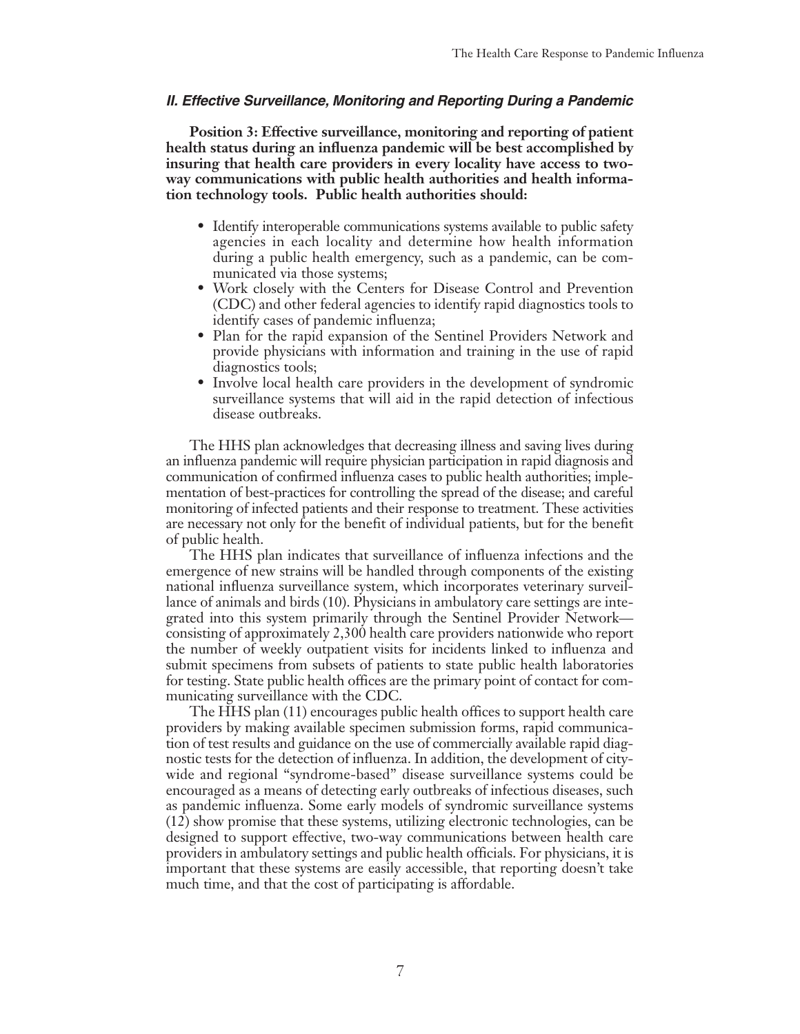## *II. Effective Surveillance, Monitoring and Reporting During a Pandemic*

**Position 3: Effective surveillance, monitoring and reporting of patient health status during an influenza pandemic will be best accomplished by insuring that health care providers in every locality have access to two-way communications with public health authorities and health information technology tools. Public health authorities should:**

- Identify interoperable communications systems available to public safety agencies in each locality and determine how health information during a public health emergency, such as a pandemic, can be communicated via those systems;
- Work closely with the Centers for Disease Control and Prevention (CDC) and other federal agencies to identify rapid diagnostics tools to identify cases of pandemic influenza;
- Plan for the rapid expansion of the Sentinel Providers Network and provide physicians with information and training in the use of rapid diagnostics tools;
- Involve local health care providers in the development of syndromic surveillance systems that will aid in the rapid detection of infectious disease outbreaks.

The HHS plan acknowledges that decreasing illness and saving lives during an influenza pandemic will require physician participation in rapid diagnosis and communication of confirmed influenza cases to public health authorities; implementation of best-practices for controlling the spread of the disease; and careful monitoring of infected patients and their response to treatment. These activities are necessary not only for the benefit of individual patients, but for the benefit of public health.

The HHS plan indicates that surveillance of influenza infections and the emergence of new strains will be handled through components of the existing national influenza surveillance system, which incorporates veterinary surveillance of animals and birds (10). Physicians in ambulatory care settings are integrated into this system primarily through the Sentinel Provider Network—consisting of approximately 2,300 health care providers nationwide who report the number of weekly outpatient visits for incidents linked to influenza and submit specimens from subsets of patients to state public health laboratories for testing. State public health offices are the primary point of contact for communicating surveillance with the CDC.

The HHS plan (11) encourages public health offices to support health care providers by making available specimen submission forms, rapid communication of test results and guidance on the use of commercially available rapid diagnostic tests for the detection of influenza. In addition, the development of city-wide and regional "syndrome-based" disease surveillance systems could be encouraged as a means of detecting early outbreaks of infectious diseases, such as pandemic influenza. Some early models of syndromic surveillance systems (12) show promise that these systems, utilizing electronic technologies, can be designed to support effective, two-way communications between health care providers in ambulatory settings and public health officials. For physicians, it is important that these systems are easily accessible, that reporting doesn't take much time, and that the cost of participating is affordable.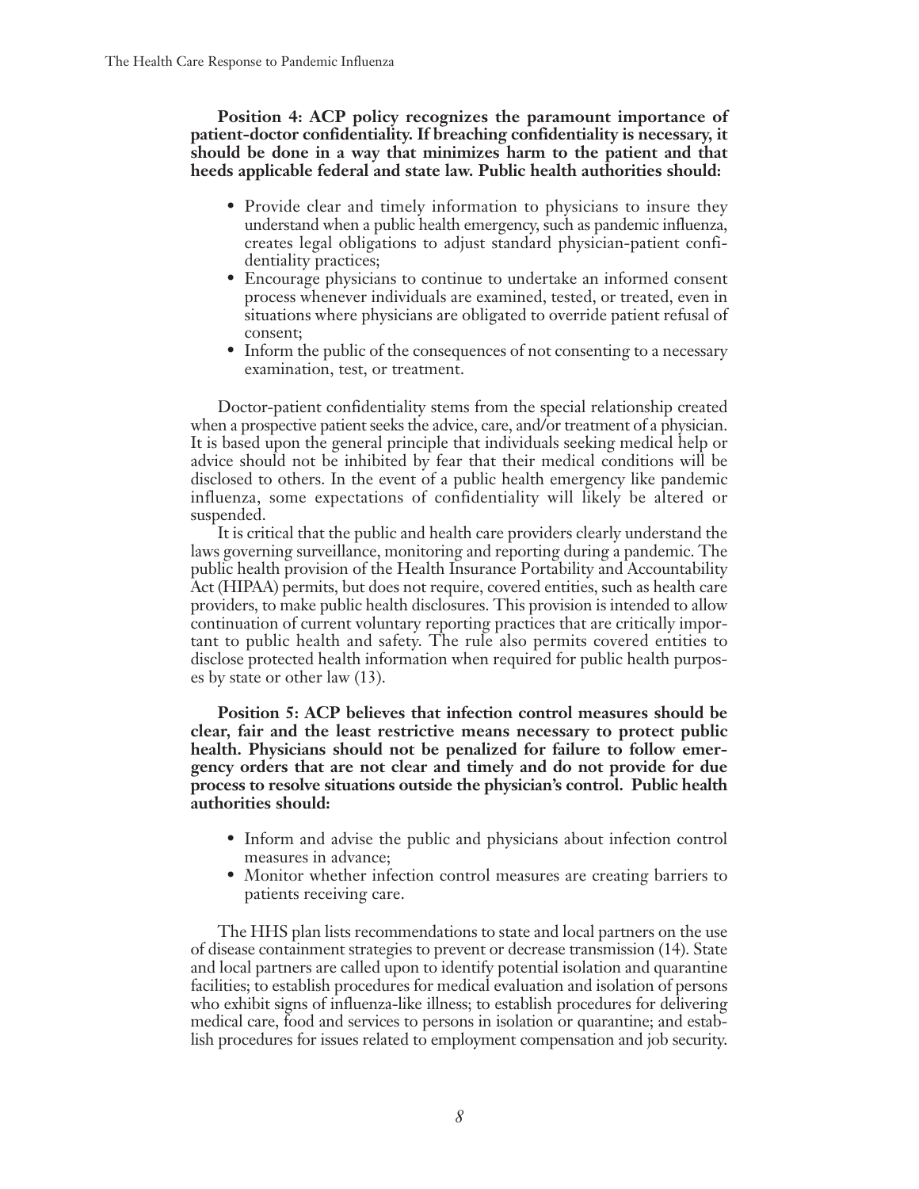**Position 4: ACP policy recognizes the paramount importance of patient-doctor confidentiality. If breaching confidentiality is necessary, it should be done in a way that minimizes harm to the patient and that heeds applicable federal and state law. Public health authorities should:**

- Provide clear and timely information to physicians to insure they understand when a public health emergency, such as pandemic influenza, creates legal obligations to adjust standard physician-patient confidentiality practices;
- Encourage physicians to continue to undertake an informed consent process whenever individuals are examined, tested, or treated, even in situations where physicians are obligated to override patient refusal of consent;
- Inform the public of the consequences of not consenting to a necessary examination, test, or treatment.

Doctor-patient confidentiality stems from the special relationship created when a prospective patient seeks the advice, care, and/or treatment of a physician. It is based upon the general principle that individuals seeking medical help or advice should not be inhibited by fear that their medical conditions will be disclosed to others. In the event of a public health emergency like pandemic influenza, some expectations of confidentiality will likely be altered or suspended.

It is critical that the public and health care providers clearly understand the laws governing surveillance, monitoring and reporting during a pandemic. The public health provision of the Health Insurance Portability and Accountability Act (HIPAA) permits, but does not require, covered entities, such as health care providers, to make public health disclosures. This provision is intended to allow continuation of current voluntary reporting practices that are critically important to public health and safety. The rule also permits covered entities to disclose protected health information when required for public health purposes by state or other law (13).

**Position 5: ACP believes that infection control measures should be clear, fair and the least restrictive means necessary to protect public health. Physicians should not be penalized for failure to follow emergency orders that are not clear and timely and do not provide for due process to resolve situations outside the physician's control. Public health authorities should:**

- Inform and advise the public and physicians about infection control measures in advance;
- Monitor whether infection control measures are creating barriers to patients receiving care.

The HHS plan lists recommendations to state and local partners on the use of disease containment strategies to prevent or decrease transmission (14). State and local partners are called upon to identify potential isolation and quarantine facilities; to establish procedures for medical evaluation and isolation of persons who exhibit signs of influenza-like illness; to establish procedures for delivering medical care, food and services to persons in isolation or quarantine; and establish procedures for issues related to employment compensation and job security.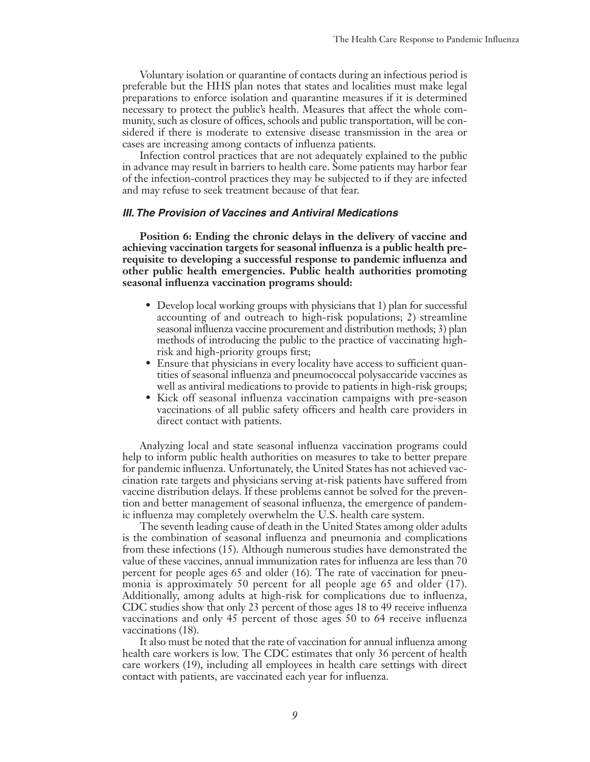Voluntary isolation or quarantine of contacts during an infectious period is preferable but the HHS plan notes that states and localities must make legal preparations to enforce isolation and quarantine measures if it is determined necessary to protect the public's health. Measures that affect the whole community, such as closure of offices, schools and public transportation, will be considered if there is moderate to extensive disease transmission in the area or cases are increasing among contacts of influenza patients.

Infection control practices that are not adequately explained to the public in advance may result in barriers to health care. Some patients may harbor fear of the infection-control practices they may be subjected to if they are infected and may refuse to seek treatment because of that fear.

### *III. The Provision of Vaccines and Antiviral Medications*

**Position 6: Ending the chronic delays in the delivery of vaccine and achieving vaccination targets for seasonal influenza is a public health prerequisite to developing a successful response to pandemic influenza and other public health emergencies. Public health authorities promoting seasonal influenza vaccination programs should:**

- Develop local working groups with physicians that 1) plan for successful accounting of and outreach to high-risk populations; 2) streamline seasonal influenza vaccine procurement and distribution methods; 3) plan methods of introducing the public to the practice of vaccinating high-risk and high-priority groups first;
- Ensure that physicians in every locality have access to sufficient quantities of seasonal influenza and pneumococcal polysaccharide vaccines as well as antiviral medications to provide to patients in high-risk groups;
- Kick off seasonal influenza vaccination campaigns with pre-season vaccinations of all public safety officers and health care providers in direct contact with patients.

Analyzing local and state seasonal influenza vaccination programs could help to inform public health authorities on measures to take to better prepare for pandemic influenza. Unfortunately, the United States has not achieved vaccination rate targets and physicians serving at-risk patients have suffered from vaccine distribution delays. If these problems cannot be solved for the prevention and better management of seasonal influenza, the emergence of pandemic influenza may completely overwhelm the U.S. health care system.

The seventh leading cause of death in the United States among older adults is the combination of seasonal influenza and pneumonia and complications from these infections (15). Although numerous studies have demonstrated the value of these vaccines, annual immunization rates for influenza are less than 70 percent for people ages 65 and older (16). The rate of vaccination for pneumonia is approximately 50 percent for all people age 65 and older (17). Additionally, among adults at high-risk for complications due to influenza, CDC studies show that only 23 percent of those ages 18 to 49 receive influenza vaccinations and only 45 percent of those ages 50 to 64 receive influenza vaccinations (18).

It also must be noted that the rate of vaccination for annual influenza among health care workers is low. The CDC estimates that only 36 percent of health care workers (19), including all employees in health care settings with direct contact with patients, are vaccinated each year for influenza.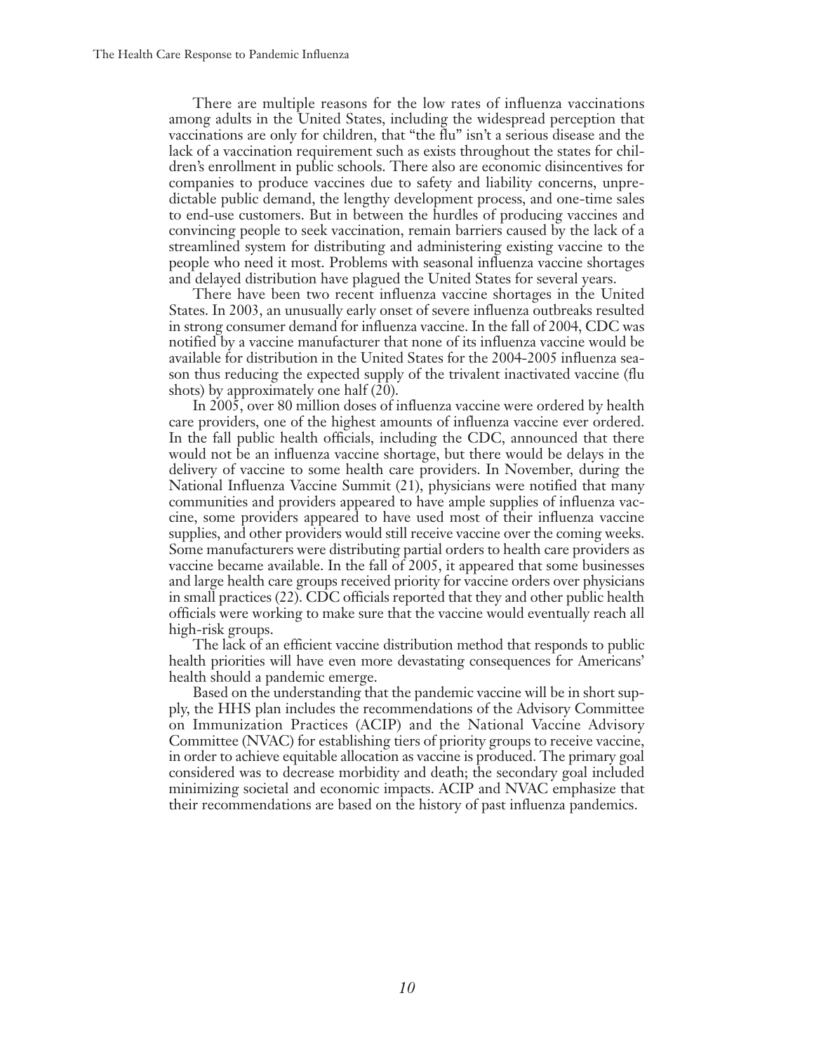There are multiple reasons for the low rates of influenza vaccinations among adults in the United States, including the widespread perception that vaccinations are only for children, that "the flu" isn't a serious disease and the lack of a vaccination requirement such as exists throughout the states for children's enrollment in public schools. There also are economic disincentives for companies to produce vaccines due to safety and liability concerns, unpredictable public demand, the lengthy development process, and one-time sales to end-use customers. But in between the hurdles of producing vaccines and convincing people to seek vaccination, remain barriers caused by the lack of a streamlined system for distributing and administering existing vaccine to the people who need it most. Problems with seasonal influenza vaccine shortages and delayed distribution have plagued the United States for several years.

There have been two recent influenza vaccine shortages in the United States. In 2003, an unusually early onset of severe influenza outbreaks resulted in strong consumer demand for influenza vaccine. In the fall of 2004, CDC was notified by a vaccine manufacturer that none of its influenza vaccine would be available for distribution in the United States for the 2004-2005 influenza season thus reducing the expected supply of the trivalent inactivated vaccine (flu shots) by approximately one half (20).

In 2005, over 80 million doses of influenza vaccine were ordered by health care providers, one of the highest amounts of influenza vaccine ever ordered. In the fall public health officials, including the CDC, announced that there would not be an influenza vaccine shortage, but there would be delays in the delivery of vaccine to some health care providers. In November, during the National Influenza Vaccine Summit (21), physicians were notified that many communities and providers appeared to have ample supplies of influenza vaccine, some providers appeared to have used most of their influenza vaccine supplies, and other providers would still receive vaccine over the coming weeks. Some manufacturers were distributing partial orders to health care providers as vaccine became available. In the fall of 2005, it appeared that some businesses and large health care groups received priority for vaccine orders over physicians in small practices (22). CDC officials reported that they and other public health officials were working to make sure that the vaccine would eventually reach all high-risk groups.

The lack of an efficient vaccine distribution method that responds to public health priorities will have even more devastating consequences for Americans' health should a pandemic emerge.

Based on the understanding that the pandemic vaccine will be in short supply, the HHS plan includes the recommendations of the Advisory Committee on Immunization Practices (ACIP) and the National Vaccine Advisory Committee (NVAC) for establishing tiers of priority groups to receive vaccine, in order to achieve equitable allocation as vaccine is produced. The primary goal considered was to decrease morbidity and death; the secondary goal included minimizing societal and economic impacts. ACIP and NVAC emphasize that their recommendations are based on the history of past influenza pandemics.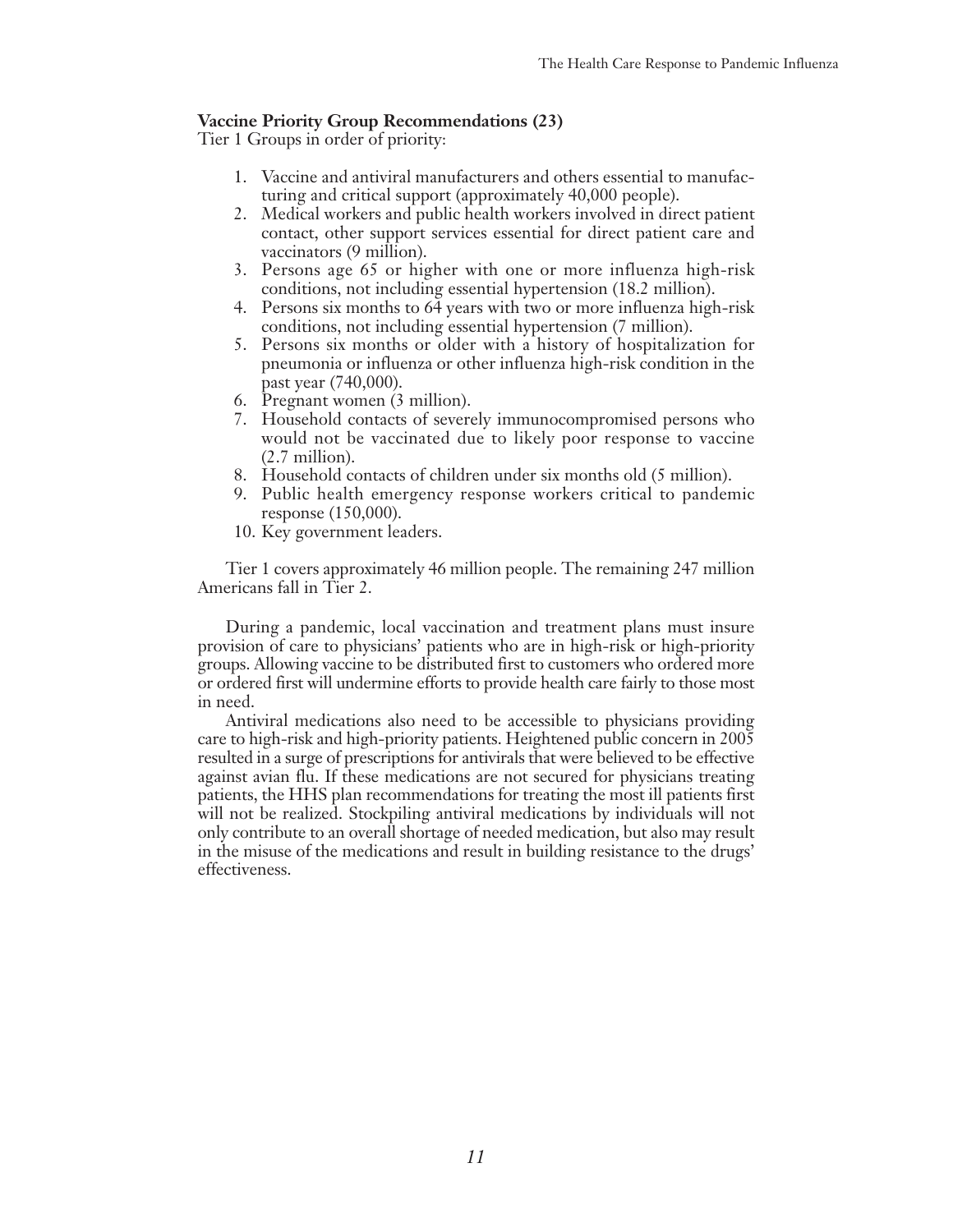**Vaccine Priority Group Recommendations (23)**

Tier 1 Groups in order of priority:

1. Vaccine and antiviral manufacturers and others essential to manufacturing and critical support (approximately 40,000 people).
2. Medical workers and public health workers involved in direct patient contact, other support services essential for direct patient care and vaccinators (9 million).
3. Persons age 65 or higher with one or more influenza high-risk conditions, not including essential hypertension (18.2 million).
4. Persons six months to 64 years with two or more influenza high-risk conditions, not including essential hypertension (7 million).
5. Persons six months or older with a history of hospitalization for pneumonia or influenza or other influenza high-risk condition in the past year (740,000).
6. Pregnant women (3 million).
7. Household contacts of severely immunocompromised persons who would not be vaccinated due to likely poor response to vaccine (2.7 million).
8. Household contacts of children under six months old (5 million).
9. Public health emergency response workers critical to pandemic response (150,000).
10. Key government leaders.

Tier 1 covers approximately 46 million people. The remaining 247 million Americans fall in Tier 2.

During a pandemic, local vaccination and treatment plans must insure provision of care to physicians' patients who are in high-risk or high-priority groups. Allowing vaccine to be distributed first to customers who ordered more or ordered first will undermine efforts to provide health care fairly to those most in need.

Antiviral medications also need to be accessible to physicians providing care to high-risk and high-priority patients. Heightened public concern in 2005 resulted in a surge of prescriptions for antivirals that were believed to be effective against avian flu. If these medications are not secured for physicians treating patients, the HHS plan recommendations for treating the most ill patients first will not be realized. Stockpiling antiviral medications by individuals will not only contribute to an overall shortage of needed medication, but also may result in the misuse of the medications and result in building resistance to the drugs' effectiveness.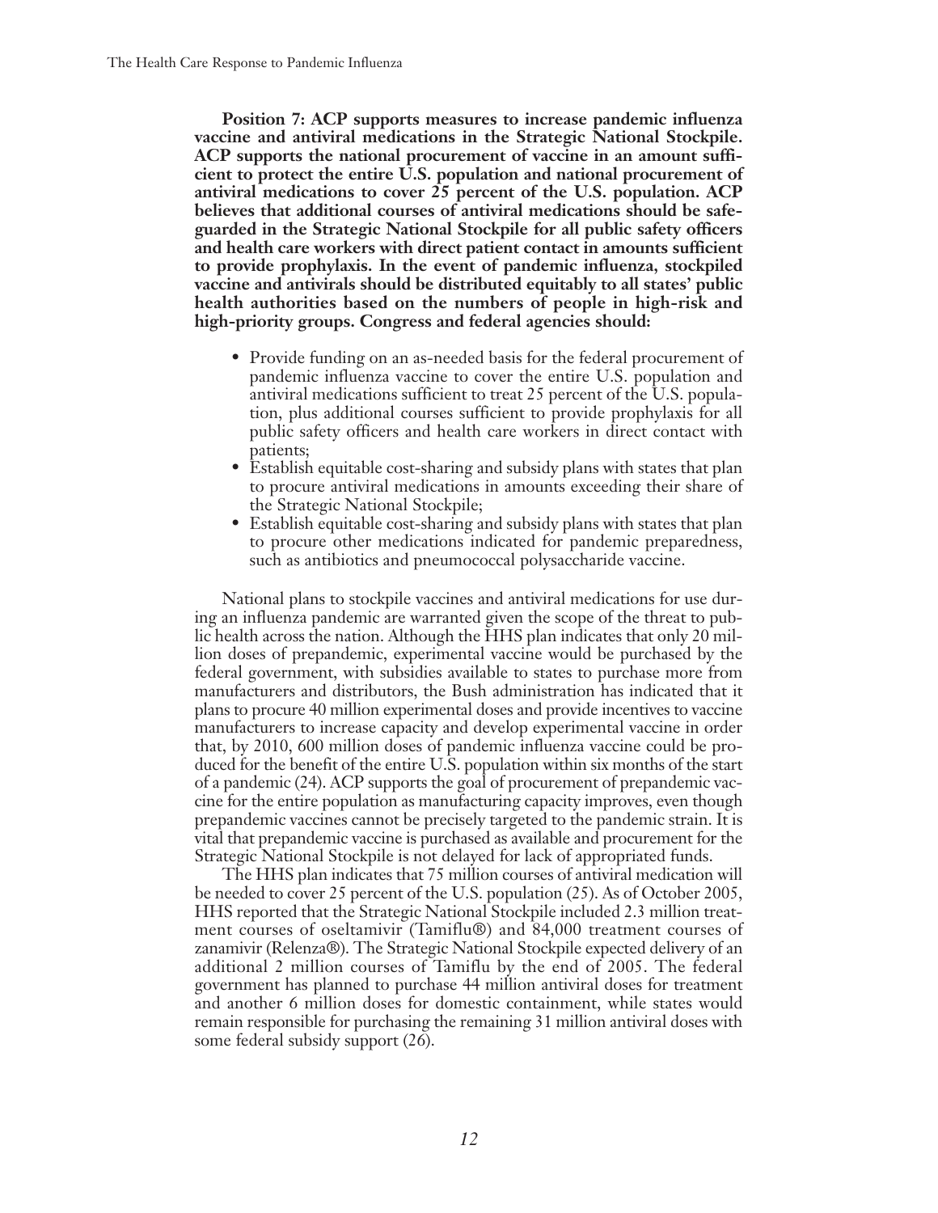**Position 7: ACP supports measures to increase pandemic influenza vaccine and antiviral medications in the Strategic National Stockpile. ACP supports the national procurement of vaccine in an amount sufficient to protect the entire U.S. population and national procurement of antiviral medications to cover 25 percent of the U.S. population. ACP believes that additional courses of antiviral medications should be safeguarded in the Strategic National Stockpile for all public safety officers and health care workers with direct patient contact in amounts sufficient to provide prophylaxis. In the event of pandemic influenza, stockpiled vaccine and antivirals should be distributed equitably to all states' public health authorities based on the numbers of people in high-risk and high-priority groups. Congress and federal agencies should:**

- Provide funding on an as-needed basis for the federal procurement of pandemic influenza vaccine to cover the entire U.S. population and antiviral medications sufficient to treat 25 percent of the U.S. population, plus additional courses sufficient to provide prophylaxis for all public safety officers and health care workers in direct contact with patients;
- Establish equitable cost-sharing and subsidy plans with states that plan to procure antiviral medications in amounts exceeding their share of the Strategic National Stockpile;
- Establish equitable cost-sharing and subsidy plans with states that plan to procure other medications indicated for pandemic preparedness, such as antibiotics and pneumococcal polysaccharide vaccine.

National plans to stockpile vaccines and antiviral medications for use during an influenza pandemic are warranted given the scope of the threat to public health across the nation. Although the HHS plan indicates that only 20 million doses of prepandemic, experimental vaccine would be purchased by the federal government, with subsidies available to states to purchase more from manufacturers and distributors, the Bush administration has indicated that it plans to procure 40 million experimental doses and provide incentives to vaccine manufacturers to increase capacity and develop experimental vaccine in order that, by 2010, 600 million doses of pandemic influenza vaccine could be produced for the benefit of the entire U.S. population within six months of the start of a pandemic (24). ACP supports the goal of procurement of prepandemic vaccine for the entire population as manufacturing capacity improves, even though prepandemic vaccines cannot be precisely targeted to the pandemic strain. It is vital that prepandemic vaccine is purchased as available and procurement for the Strategic National Stockpile is not delayed for lack of appropriated funds.

The HHS plan indicates that 75 million courses of antiviral medication will be needed to cover 25 percent of the U.S. population (25). As of October 2005, HHS reported that the Strategic National Stockpile included 2.3 million treatment courses of oseltamivir (Tamiflu®) and 84,000 treatment courses of zanamivir (Relenza®). The Strategic National Stockpile expected delivery of an additional 2 million courses of Tamiflu by the end of 2005. The federal government has planned to purchase 44 million antiviral doses for treatment and another 6 million doses for domestic containment, while states would remain responsible for purchasing the remaining 31 million antiviral doses with some federal subsidy support (26).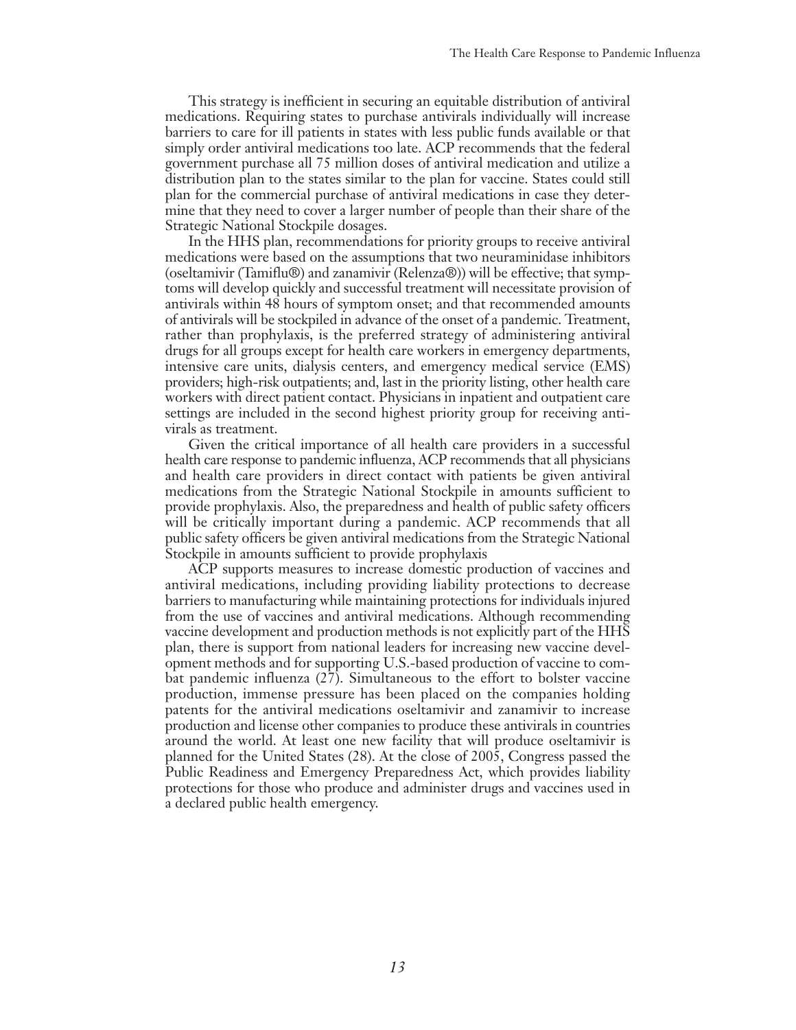This strategy is inefficient in securing an equitable distribution of antiviral medications. Requiring states to purchase antivirals individually will increase barriers to care for ill patients in states with less public funds available or that simply order antiviral medications too late. ACP recommends that the federal government purchase all 75 million doses of antiviral medication and utilize a distribution plan to the states similar to the plan for vaccine. States could still plan for the commercial purchase of antiviral medications in case they determine that they need to cover a larger number of people than their share of the Strategic National Stockpile dosages.

In the HHS plan, recommendations for priority groups to receive antiviral medications were based on the assumptions that two neuraminidase inhibitors (oseltamivir (Tamiflu®) and zanamivir (Relenza®)) will be effective; that symptoms will develop quickly and successful treatment will necessitate provision of antivirals within 48 hours of symptom onset; and that recommended amounts of antivirals will be stockpiled in advance of the onset of a pandemic. Treatment, rather than prophylaxis, is the preferred strategy of administering antiviral drugs for all groups except for health care workers in emergency departments, intensive care units, dialysis centers, and emergency medical service (EMS) providers; high-risk outpatients; and, last in the priority listing, other health care workers with direct patient contact. Physicians in inpatient and outpatient care settings are included in the second highest priority group for receiving antivirals as treatment.

Given the critical importance of all health care providers in a successful health care response to pandemic influenza, ACP recommends that all physicians and health care providers in direct contact with patients be given antiviral medications from the Strategic National Stockpile in amounts sufficient to provide prophylaxis. Also, the preparedness and health of public safety officers will be critically important during a pandemic. ACP recommends that all public safety officers be given antiviral medications from the Strategic National Stockpile in amounts sufficient to provide prophylaxis

ACP supports measures to increase domestic production of vaccines and antiviral medications, including providing liability protections to decrease barriers to manufacturing while maintaining protections for individuals injured from the use of vaccines and antiviral medications. Although recommending vaccine development and production methods is not explicitly part of the HHS plan, there is support from national leaders for increasing new vaccine development methods and for supporting U.S.-based production of vaccine to combat pandemic influenza (27). Simultaneous to the effort to bolster vaccine production, immense pressure has been placed on the companies holding patents for the antiviral medications oseltamivir and zanamivir to increase production and license other companies to produce these antivirals in countries around the world. At least one new facility that will produce oseltamivir is planned for the United States (28). At the close of 2005, Congress passed the Public Readiness and Emergency Preparedness Act, which provides liability protections for those who produce and administer drugs and vaccines used in a declared public health emergency.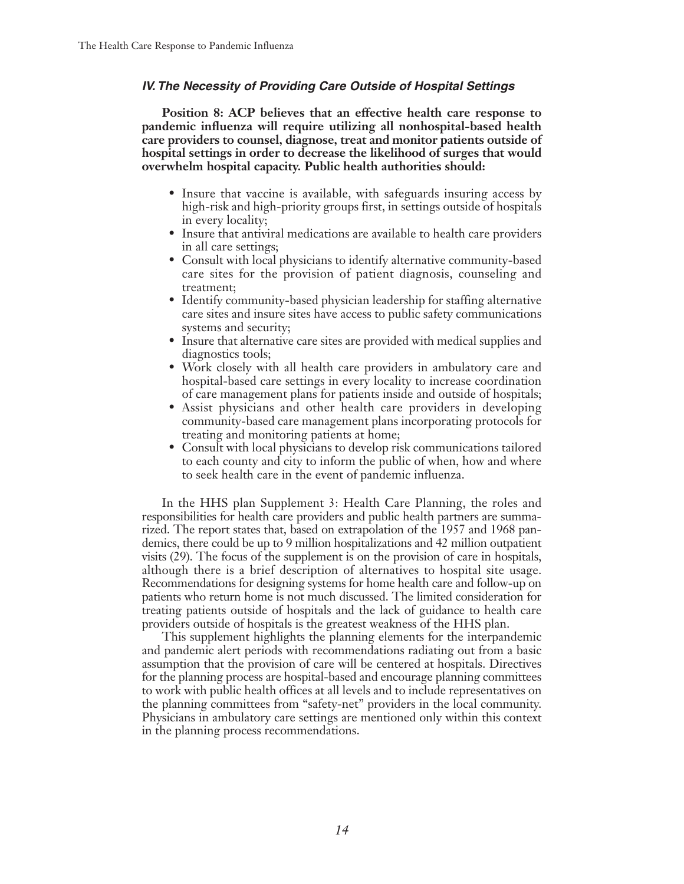### *IV. The Necessity of Providing Care Outside of Hospital Settings*

**Position 8: ACP believes that an effective health care response to pandemic influenza will require utilizing all nonhospital-based health care providers to counsel, diagnose, treat and monitor patients outside of hospital settings in order to decrease the likelihood of surges that would overwhelm hospital capacity. Public health authorities should:**

- Insure that vaccine is available, with safeguards insuring access by high-risk and high-priority groups first, in settings outside of hospitals in every locality;
- Insure that antiviral medications are available to health care providers in all care settings;
- Consult with local physicians to identify alternative community-based care sites for the provision of patient diagnosis, counseling and treatment;
- Identify community-based physician leadership for staffing alternative care sites and insure sites have access to public safety communications systems and security;
- Insure that alternative care sites are provided with medical supplies and diagnostics tools;
- Work closely with all health care providers in ambulatory care and hospital-based care settings in every locality to increase coordination of care management plans for patients inside and outside of hospitals;
- Assist physicians and other health care providers in developing community-based care management plans incorporating protocols for treating and monitoring patients at home;
- Consult with local physicians to develop risk communications tailored to each county and city to inform the public of when, how and where to seek health care in the event of pandemic influenza.

In the HHS plan Supplement 3: Health Care Planning, the roles and responsibilities for health care providers and public health partners are summarized. The report states that, based on extrapolation of the 1957 and 1968 pandemics, there could be up to 9 million hospitalizations and 42 million outpatient visits (29). The focus of the supplement is on the provision of care in hospitals, although there is a brief description of alternatives to hospital site usage. Recommendations for designing systems for home health care and follow-up on patients who return home is not much discussed. The limited consideration for treating patients outside of hospitals and the lack of guidance to health care providers outside of hospitals is the greatest weakness of the HHS plan.

This supplement highlights the planning elements for the interpandemic and pandemic alert periods with recommendations radiating out from a basic assumption that the provision of care will be centered at hospitals. Directives for the planning process are hospital-based and encourage planning committees to work with public health offices at all levels and to include representatives on the planning committees from "safety-net" providers in the local community. Physicians in ambulatory care settings are mentioned only within this context in the planning process recommendations.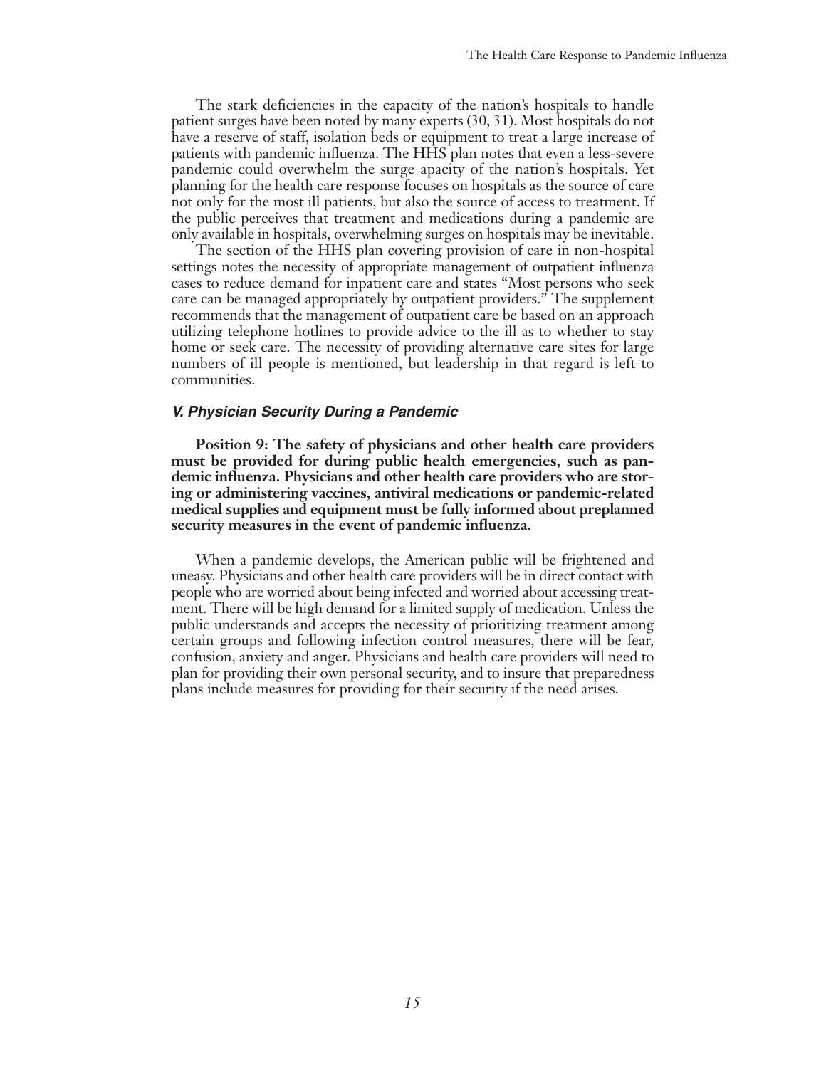The stark deficiencies in the capacity of the nation's hospitals to handle patient surges have been noted by many experts (30, 31). Most hospitals do not have a reserve of staff, isolation beds or equipment to treat a large increase of patients with pandemic influenza. The HHS plan notes that even a less-severe pandemic could overwhelm the surge apacity of the nation's hospitals. Yet planning for the health care response focuses on hospitals as the source of care not only for the most ill patients, but also the source of access to treatment. If the public perceives that treatment and medications during a pandemic are only available in hospitals, overwhelming surges on hospitals may be inevitable.

The section of the HHS plan covering provision of care in non-hospital settings notes the necessity of appropriate management of outpatient influenza cases to reduce demand for inpatient care and states "Most persons who seek care can be managed appropriately by outpatient providers." The supplement recommends that the management of outpatient care be based on an approach utilizing telephone hotlines to provide advice to the ill as to whether to stay home or seek care. The necessity of providing alternative care sites for large numbers of ill people is mentioned, but leadership in that regard is left to communities.

### *V. Physician Security During a Pandemic*

**Position 9: The safety of physicians and other health care providers must be provided for during public health emergencies, such as pandemic influenza. Physicians and other health care providers who are storing or administering vaccines, antiviral medications or pandemic-related medical supplies and equipment must be fully informed about preplanned security measures in the event of pandemic influenza.**

When a pandemic develops, the American public will be frightened and uneasy. Physicians and other health care providers will be in direct contact with people who are worried about being infected and worried about accessing treatment. There will be high demand for a limited supply of medication. Unless the public understands and accepts the necessity of prioritizing treatment among certain groups and following infection control measures, there will be fear, confusion, anxiety and anger. Physicians and health care providers will need to plan for providing their own personal security, and to insure that preparedness plans include measures for providing for their security if the need arises.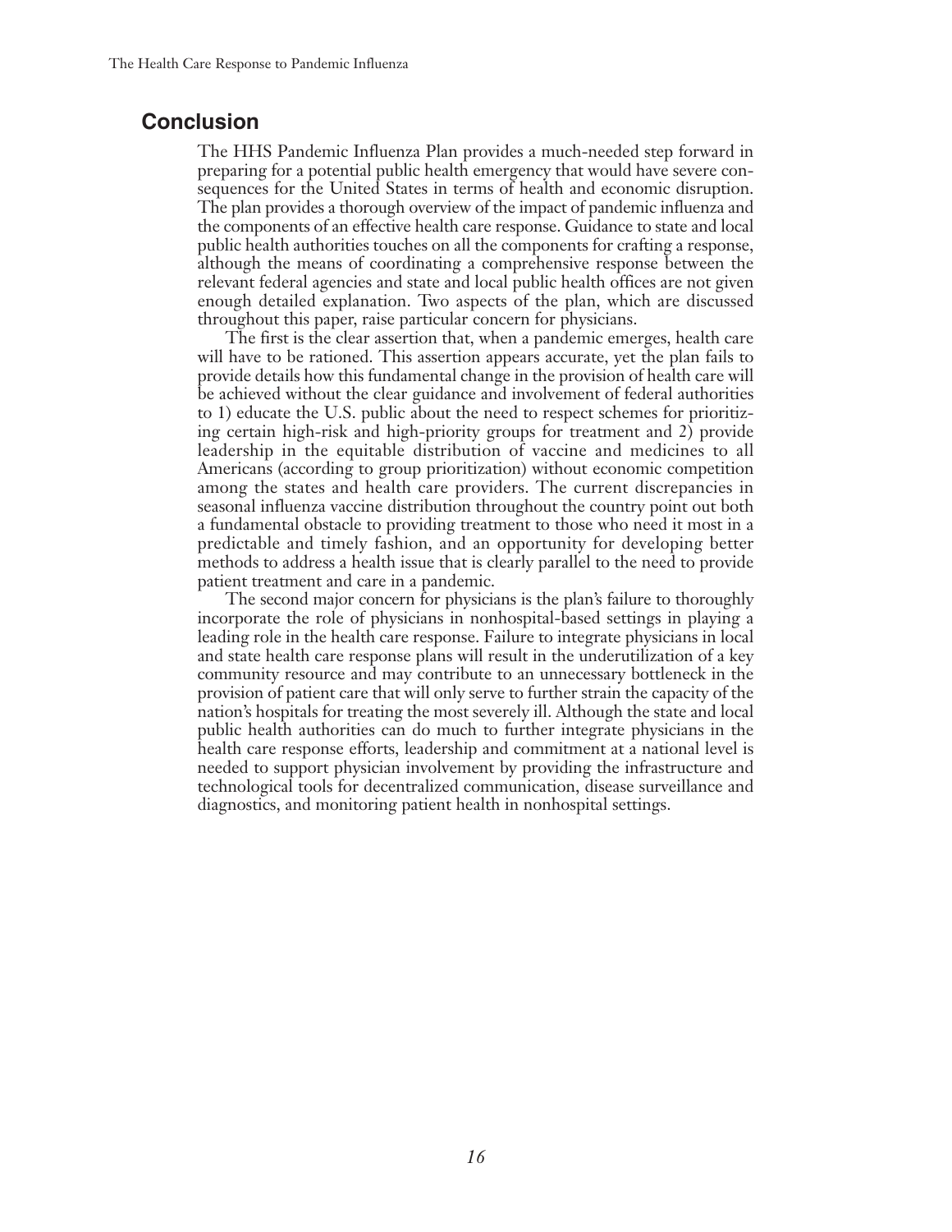## Conclusion

The HHS Pandemic Influenza Plan provides a much-needed step forward in preparing for a potential public health emergency that would have severe consequences for the United States in terms of health and economic disruption. The plan provides a thorough overview of the impact of pandemic influenza and the components of an effective health care response. Guidance to state and local public health authorities touches on all the components for crafting a response, although the means of coordinating a comprehensive response between the relevant federal agencies and state and local public health offices are not given enough detailed explanation. Two aspects of the plan, which are discussed throughout this paper, raise particular concern for physicians.

The first is the clear assertion that, when a pandemic emerges, health care will have to be rationed. This assertion appears accurate, yet the plan fails to provide details how this fundamental change in the provision of health care will be achieved without the clear guidance and involvement of federal authorities to 1) educate the U.S. public about the need to respect schemes for prioritizing certain high-risk and high-priority groups for treatment and 2) provide leadership in the equitable distribution of vaccine and medicines to all Americans (according to group prioritization) without economic competition among the states and health care providers. The current discrepancies in seasonal influenza vaccine distribution throughout the country point out both a fundamental obstacle to providing treatment to those who need it most in a predictable and timely fashion, and an opportunity for developing better methods to address a health issue that is clearly parallel to the need to provide patient treatment and care in a pandemic.

The second major concern for physicians is the plan's failure to thoroughly incorporate the role of physicians in nonhospital-based settings in playing a leading role in the health care response. Failure to integrate physicians in local and state health care response plans will result in the underutilization of a key community resource and may contribute to an unnecessary bottleneck in the provision of patient care that will only serve to further strain the capacity of the nation's hospitals for treating the most severely ill. Although the state and local public health authorities can do much to further integrate physicians in the health care response efforts, leadership and commitment at a national level is needed to support physician involvement by providing the infrastructure and technological tools for decentralized communication, disease surveillance and diagnostics, and monitoring patient health in nonhospital settings.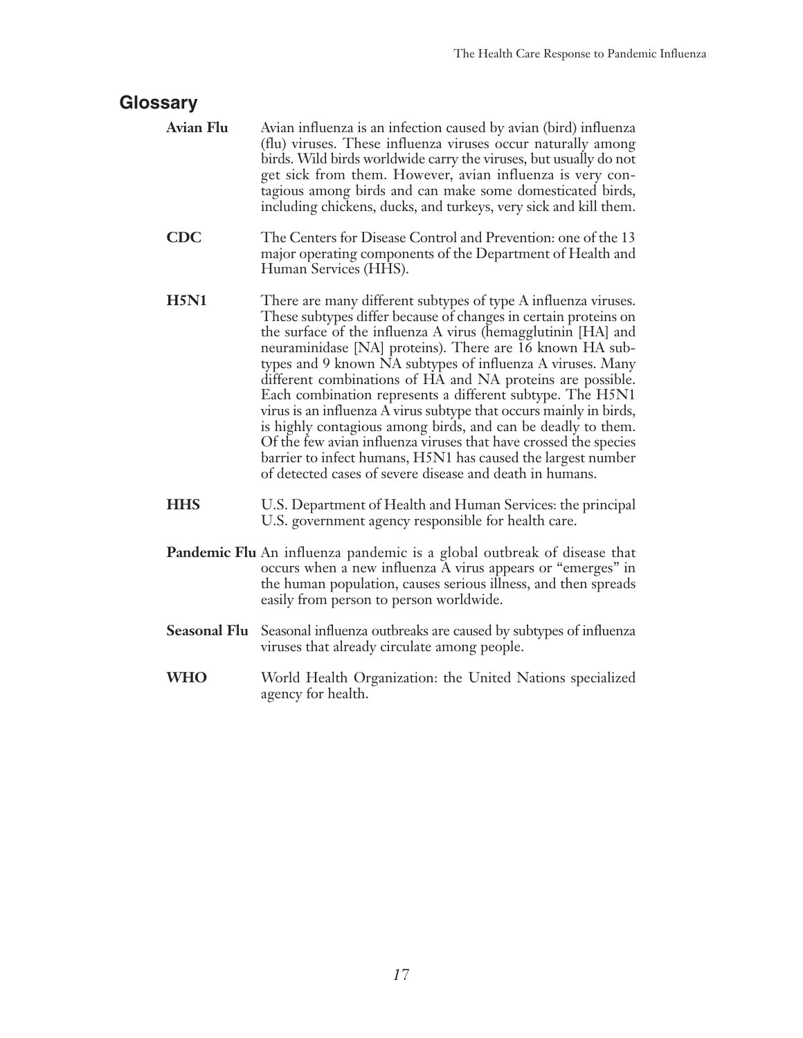## Glossary

**Avian Flu** Avian influenza is an infection caused by avian (bird) influenza (flu) viruses. These influenza viruses occur naturally among birds. Wild birds worldwide carry the viruses, but usually do not get sick from them. However, avian influenza is very contagious among birds and can make some domesticated birds, including chickens, ducks, and turkeys, very sick and kill them.

**CDC** The Centers for Disease Control and Prevention: one of the 13 major operating components of the Department of Health and Human Services (HHS).

**H5N1** There are many different subtypes of type A influenza viruses. These subtypes differ because of changes in certain proteins on the surface of the influenza A virus (hemagglutinin [HA] and neuraminidase [NA] proteins). There are 16 known HA subtypes and 9 known NA subtypes of influenza A viruses. Many different combinations of HA and NA proteins are possible. Each combination represents a different subtype. The H5N1 virus is an influenza A virus subtype that occurs mainly in birds, is highly contagious among birds, and can be deadly to them. Of the few avian influenza viruses that have crossed the species barrier to infect humans, H5N1 has caused the largest number of detected cases of severe disease and death in humans.

**HHS** U.S. Department of Health and Human Services: the principal U.S. government agency responsible for health care.

**Pandemic Flu** An influenza pandemic is a global outbreak of disease that occurs when a new influenza A virus appears or "emerges" in the human population, causes serious illness, and then spreads easily from person to person worldwide.

**Seasonal Flu** Seasonal influenza outbreaks are caused by subtypes of influenza viruses that already circulate among people.

**WHO** World Health Organization: the United Nations specialized agency for health.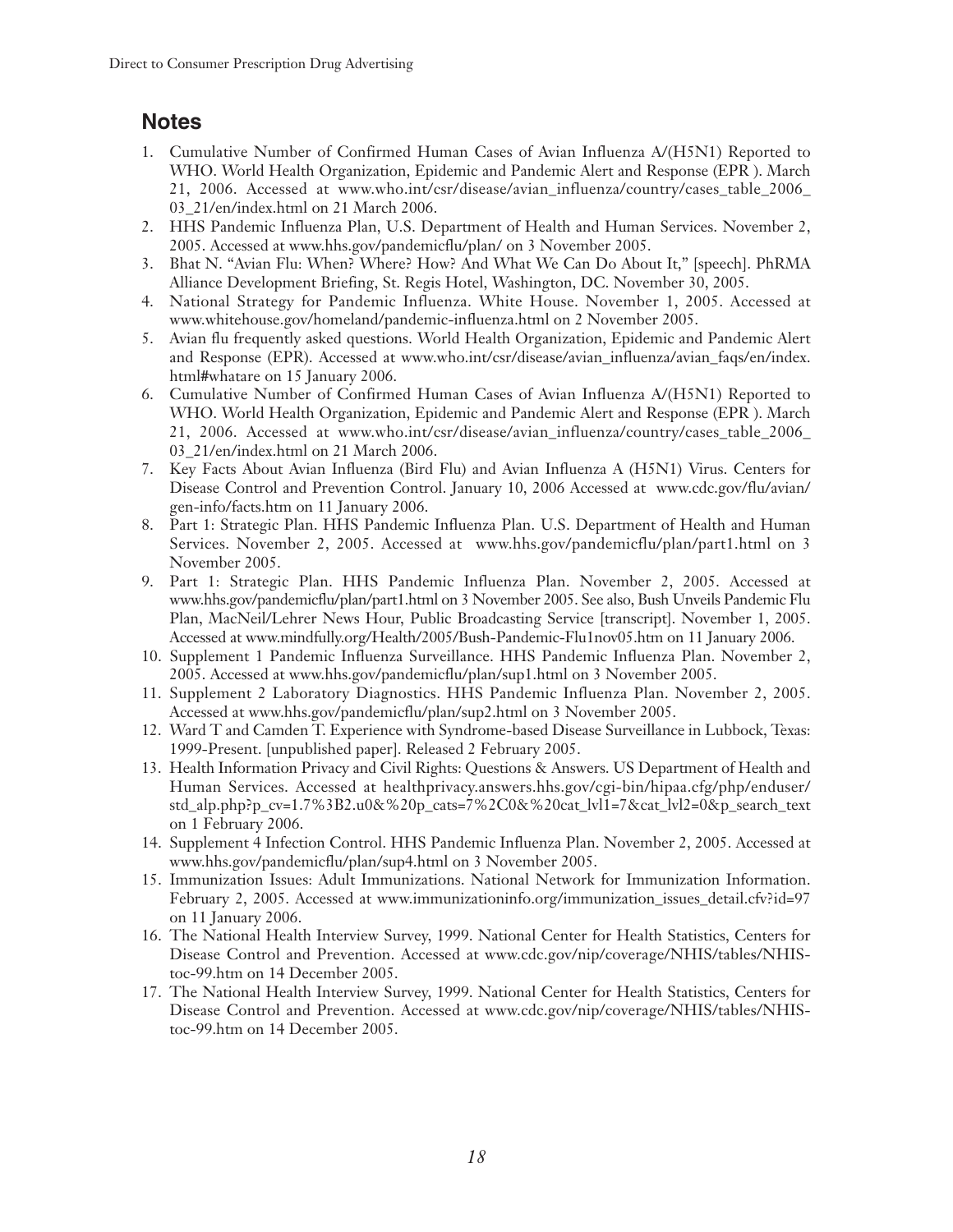## Notes

1. Cumulative Number of Confirmed Human Cases of Avian Influenza A/(H5N1) Reported to WHO. World Health Organization, Epidemic and Pandemic Alert and Response (EPR ). March 21, 2006. Accessed at www.who.int/csr/disease/avian_influenza/country/cases_table_2006_03_21/en/index.html on 21 March 2006.
2. HHS Pandemic Influenza Plan, U.S. Department of Health and Human Services. November 2, 2005. Accessed at www.hhs.gov/pandemicflu/plan/ on 3 November 2005.
3. Bhat N. "Avian Flu: When? Where? How? And What We Can Do About It," [speech]. PhRMA Alliance Development Briefing, St. Regis Hotel, Washington, DC. November 30, 2005.
4. National Strategy for Pandemic Influenza. White House. November 1, 2005. Accessed at www.whitehouse.gov/homeland/pandemic-influenza.html on 2 November 2005.
5. Avian flu frequently asked questions. World Health Organization, Epidemic and Pandemic Alert and Response (EPR). Accessed at www.who.int/csr/disease/avian_influenza/avian_faqs/en/index.html#whatare on 15 January 2006.
6. Cumulative Number of Confirmed Human Cases of Avian Influenza A/(H5N1) Reported to WHO. World Health Organization, Epidemic and Pandemic Alert and Response (EPR ). March 21, 2006. Accessed at www.who.int/csr/disease/avian_influenza/country/cases_table_2006_03_21/en/index.html on 21 March 2006.
7. Key Facts About Avian Influenza (Bird Flu) and Avian Influenza A (H5N1) Virus. Centers for Disease Control and Prevention Control. January 10, 2006 Accessed at www.cdc.gov/flu/avian/gen-info/facts.htm on 11 January 2006.
8. Part 1: Strategic Plan. HHS Pandemic Influenza Plan. U.S. Department of Health and Human Services. November 2, 2005. Accessed at www.hhs.gov/pandemicflu/plan/part1.html on 3 November 2005.
9. Part 1: Strategic Plan. HHS Pandemic Influenza Plan. November 2, 2005. Accessed at www.hhs.gov/pandemicflu/plan/part1.html on 3 November 2005. See also, Bush Unveils Pandemic Flu Plan, MacNeil/Lehrer News Hour, Public Broadcasting Service [transcript]. November 1, 2005. Accessed at www.mindfully.org/Health/2005/Bush-Pandemic-Flu1nov05.htm on 11 January 2006.
10. Supplement 1 Pandemic Influenza Surveillance. HHS Pandemic Influenza Plan. November 2, 2005. Accessed at www.hhs.gov/pandemicflu/plan/sup1.html on 3 November 2005.
11. Supplement 2 Laboratory Diagnostics. HHS Pandemic Influenza Plan. November 2, 2005. Accessed at www.hhs.gov/pandemicflu/plan/sup2.html on 3 November 2005.
12. Ward T and Camden T. Experience with Syndrome-based Disease Surveillance in Lubbock, Texas: 1999-Present. [unpublished paper]. Released 2 February 2005.
13. Health Information Privacy and Civil Rights: Questions & Answers. US Department of Health and Human Services. Accessed at healthprivacy.answers.hhs.gov/cgi-bin/hipaa.cfg/php/enduser/std_alp.php?p_cv=1.7%3B2.u0&%20p_cats=7%2C0&%20cat_lvl1=7&cat_lvl2=0&p_search_text on 1 February 2006.
14. Supplement 4 Infection Control. HHS Pandemic Influenza Plan. November 2, 2005. Accessed at www.hhs.gov/pandemicflu/plan/sup4.html on 3 November 2005.
15. Immunization Issues: Adult Immunizations. National Network for Immunization Information. February 2, 2005. Accessed at www.immunizationinfo.org/immunization_issues_detail.cfv?id=97 on 11 January 2006.
16. The National Health Interview Survey, 1999. National Center for Health Statistics, Centers for Disease Control and Prevention. Accessed at www.cdc.gov/nip/coverage/NHIS/tables/NHIS-toc-99.htm on 14 December 2005.
17. The National Health Interview Survey, 1999. National Center for Health Statistics, Centers for Disease Control and Prevention. Accessed at www.cdc.gov/nip/coverage/NHIS/tables/NHIS-toc-99.htm on 14 December 2005.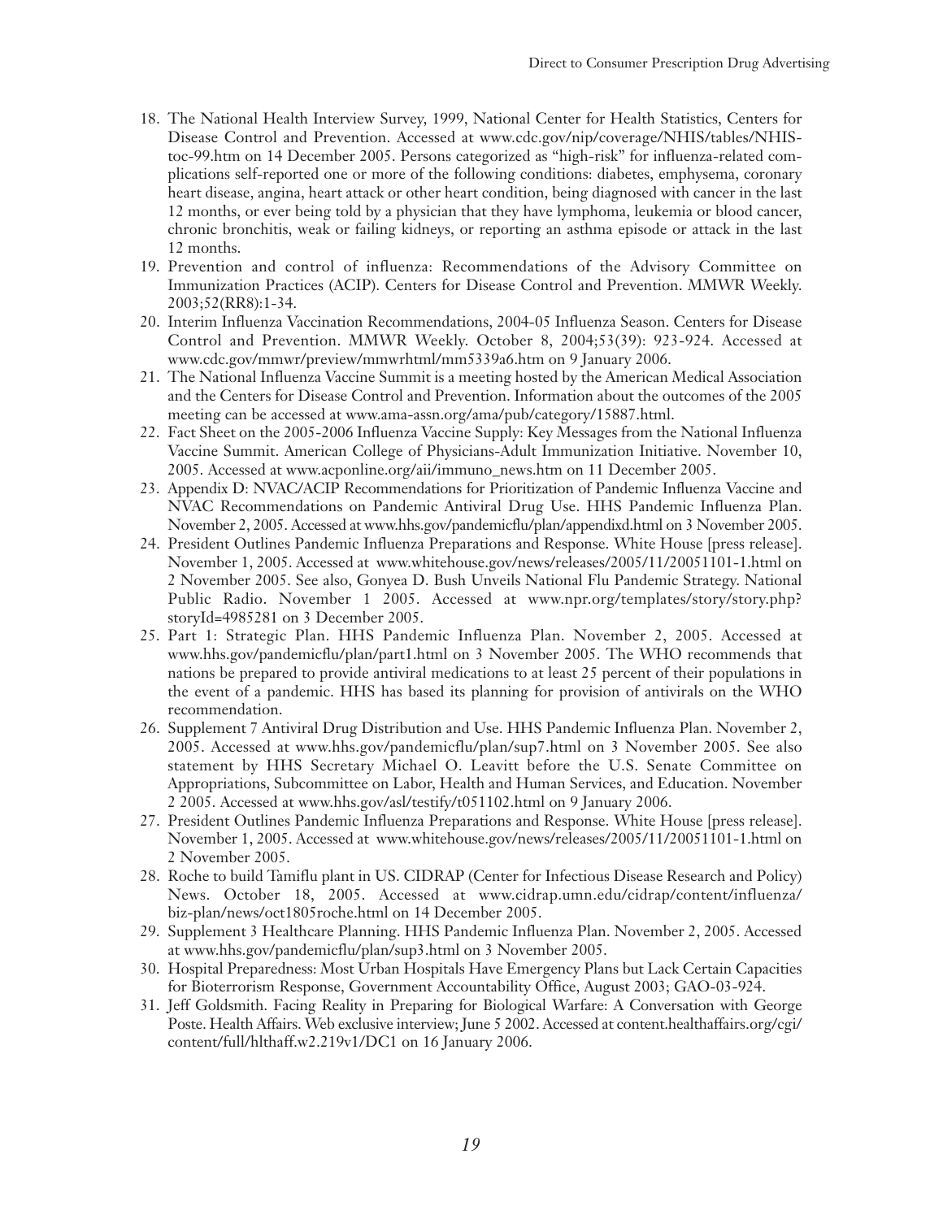18. The National Health Interview Survey, 1999, National Center for Health Statistics, Centers for Disease Control and Prevention. Accessed at www.cdc.gov/nip/coverage/NHIS/tables/NHIS-toc-99.htm on 14 December 2005. Persons categorized as "high-risk" for influenza-related complications self-reported one or more of the following conditions: diabetes, emphysema, coronary heart disease, angina, heart attack or other heart condition, being diagnosed with cancer in the last 12 months, or ever being told by a physician that they have lymphoma, leukemia or blood cancer, chronic bronchitis, weak or failing kidneys, or reporting an asthma episode or attack in the last 12 months.
19. Prevention and control of influenza: Recommendations of the Advisory Committee on Immunization Practices (ACIP). Centers for Disease Control and Prevention. MMWR Weekly. 2003;52(RR8):1-34.
20. Interim Influenza Vaccination Recommendations, 2004-05 Influenza Season. Centers for Disease Control and Prevention. MMWR Weekly. October 8, 2004;53(39): 923-924. Accessed at www.cdc.gov/mmwr/preview/mmwrhtml/mm5339a6.htm on 9 January 2006.
21. The National Influenza Vaccine Summit is a meeting hosted by the American Medical Association and the Centers for Disease Control and Prevention. Information about the outcomes of the 2005 meeting can be accessed at www.ama-assn.org/ama/pub/category/15887.html.
22. Fact Sheet on the 2005-2006 Influenza Vaccine Supply: Key Messages from the National Influenza Vaccine Summit. American College of Physicians-Adult Immunization Initiative. November 10, 2005. Accessed at www.acponline.org/aii/immuno_news.htm on 11 December 2005.
23. Appendix D: NVAC/ACIP Recommendations for Prioritization of Pandemic Influenza Vaccine and NVAC Recommendations on Pandemic Antiviral Drug Use. HHS Pandemic Influenza Plan. November 2, 2005. Accessed at www.hhs.gov/pandemicflu/plan/appendixd.html on 3 November 2005.
24. President Outlines Pandemic Influenza Preparations and Response. White House [press release]. November 1, 2005. Accessed at www.whitehouse.gov/news/releases/2005/11/20051101-1.html on 2 November 2005. See also, Gonyea D. Bush Unveils National Flu Pandemic Strategy. National Public Radio. November 1 2005. Accessed at www.npr.org/templates/story/story.php?storyId=4985281 on 3 December 2005.
25. Part 1: Strategic Plan. HHS Pandemic Influenza Plan. November 2, 2005. Accessed at www.hhs.gov/pandemicflu/plan/part1.html on 3 November 2005. The WHO recommends that nations be prepared to provide antiviral medications to at least 25 percent of their populations in the event of a pandemic. HHS has based its planning for provision of antivirals on the WHO recommendation.
26. Supplement 7 Antiviral Drug Distribution and Use. HHS Pandemic Influenza Plan. November 2, 2005. Accessed at www.hhs.gov/pandemicflu/plan/sup7.html on 3 November 2005. See also statement by HHS Secretary Michael O. Leavitt before the U.S. Senate Committee on Appropriations, Subcommittee on Labor, Health and Human Services, and Education. November 2 2005. Accessed at www.hhs.gov/asl/testify/t051102.html on 9 January 2006.
27. President Outlines Pandemic Influenza Preparations and Response. White House [press release]. November 1, 2005. Accessed at www.whitehouse.gov/news/releases/2005/11/20051101-1.html on 2 November 2005.
28. Roche to build Tamiflu plant in US. CIDRAP (Center for Infectious Disease Research and Policy) News. October 18, 2005. Accessed at www.cidrap.umn.edu/cidrap/content/influenza/biz-plan/news/oct1805roche.html on 14 December 2005.
29. Supplement 3 Healthcare Planning. HHS Pandemic Influenza Plan. November 2, 2005. Accessed at www.hhs.gov/pandemicflu/plan/sup3.html on 3 November 2005.
30. Hospital Preparedness: Most Urban Hospitals Have Emergency Plans but Lack Certain Capacities for Bioterrorism Response, Government Accountability Office, August 2003; GAO-03-924.
31. Jeff Goldsmith. Facing Reality in Preparing for Biological Warfare: A Conversation with George Poste. Health Affairs. Web exclusive interview; June 5 2002. Accessed at content.healthaffairs.org/cgi/content/full/hlthaff.w2.219v1/DC1 on 16 January 2006.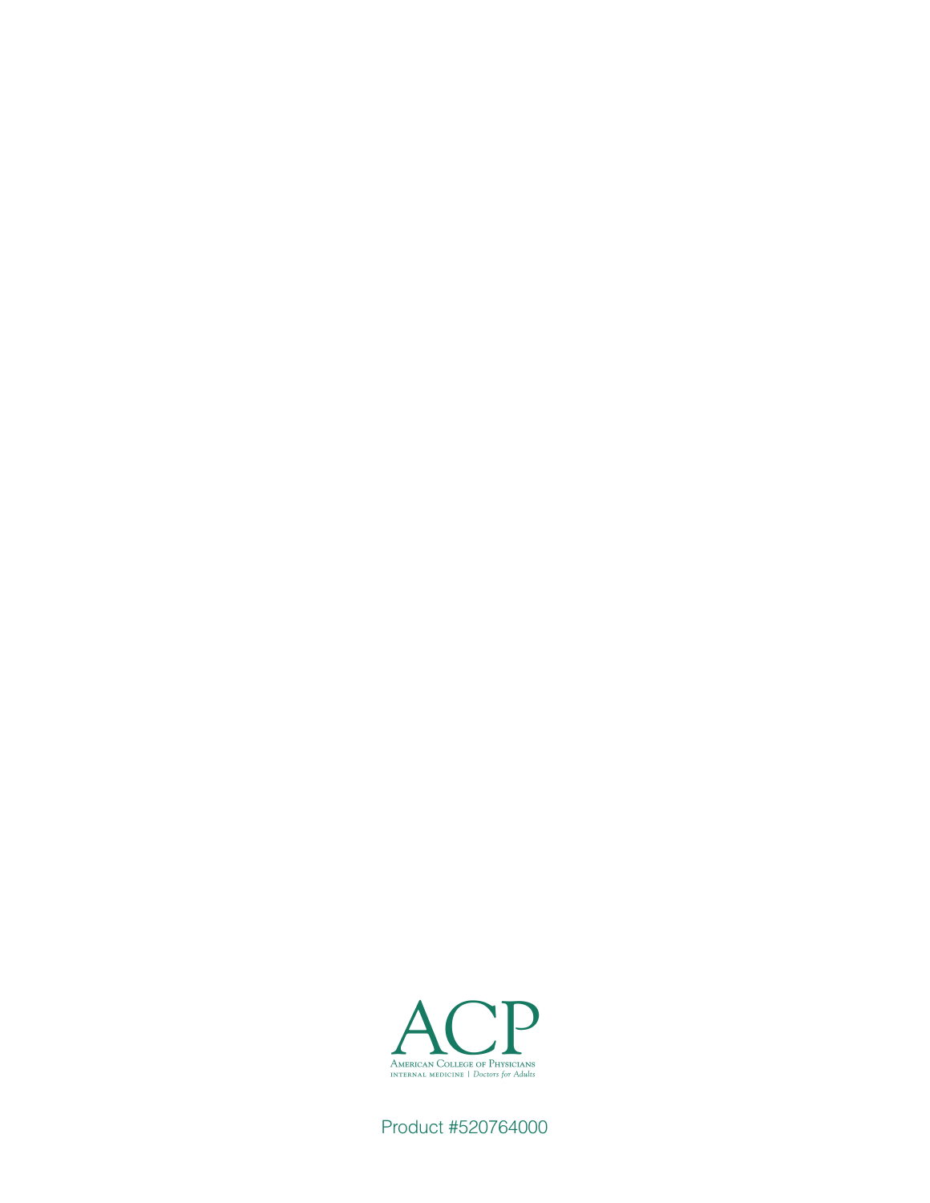ACP

American College of Physicians
Internal Medicine | *Doctors for Adults*

Product #520764000